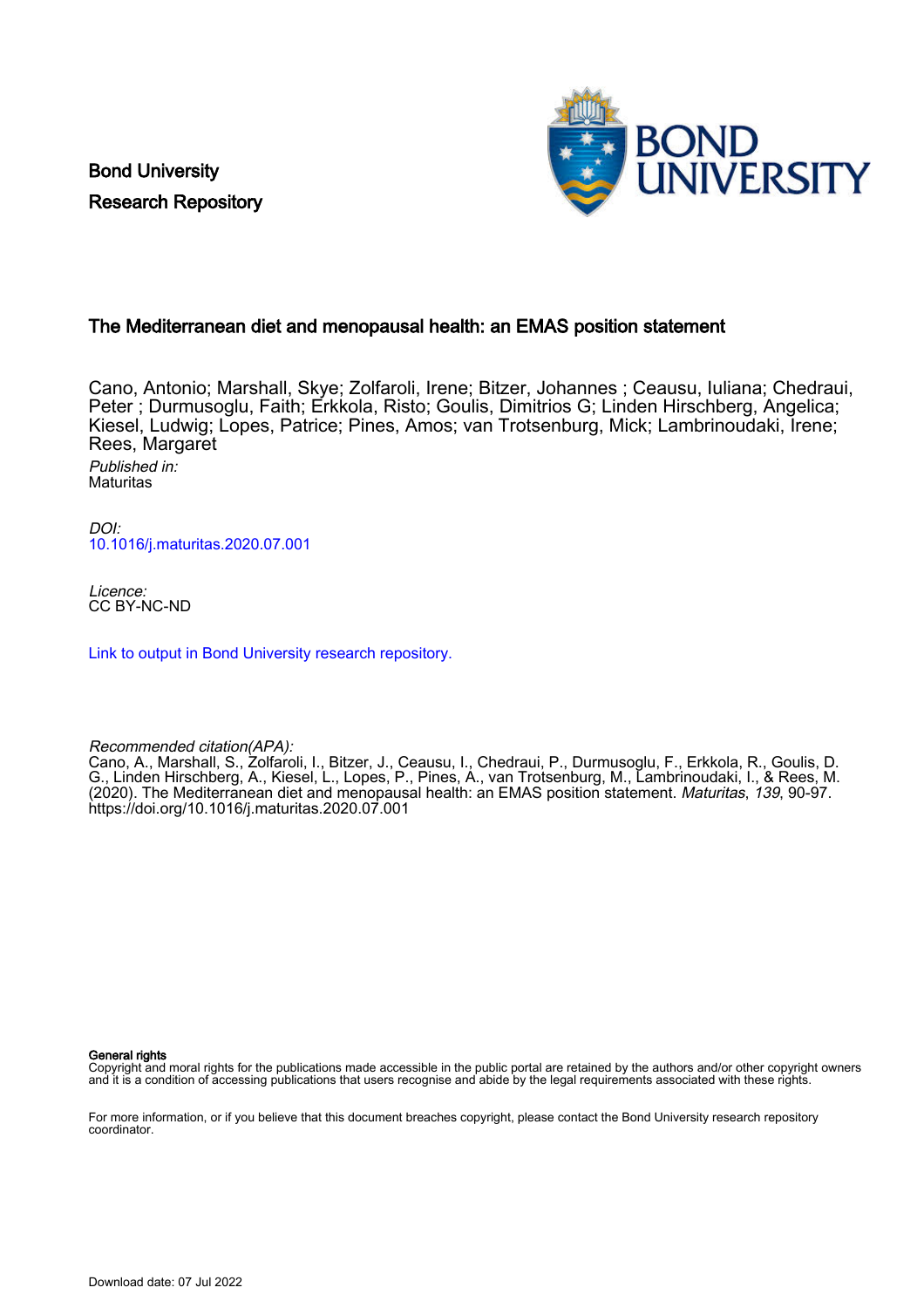Bond University
Research Repository

# The Mediterranean diet and menopausal health: an EMAS position statement

Cano, Antonio; Marshall, Skye; Zolfaroli, Irene; Bitzer, Johannes ; Ceausu, Iuliana; Chedraui, Peter ; Durmusoglu, Faith; Erkkola, Risto; Goulis, Dimitrios G; Linden Hirschberg, Angelica; Kiesel, Ludwig; Lopes, Patrice; Pines, Amos; van Trotsenburg, Mick; Lambrinoudaki, Irene; Rees, Margaret

*Published in:*
Maturitas

*DOI:*
[10.1016/j.maturitas.2020.07.001](https://doi.org/10.1016/j.maturitas.2020.07.001)

*Licence:*
CC BY-NC-ND

[Link to output in Bond University research repository.]()

*Recommended citation(APA):*
Cano, A., Marshall, S., Zolfaroli, I., Bitzer, J., Ceausu, I., Chedraui, P., Durmusoglu, F., Erkkola, R., Goulis, D. G., Linden Hirschberg, A., Kiesel, L., Lopes, P., Pines, A., van Trotsenburg, M., Lambrinoudaki, I., & Rees, M. (2020). The Mediterranean diet and menopausal health: an EMAS position statement. *Maturitas*, *139*, 90-97. https://doi.org/10.1016/j.maturitas.2020.07.001

**General rights**
Copyright and moral rights for the publications made accessible in the public portal are retained by the authors and/or other copyright owners and it is a condition of accessing publications that users recognise and abide by the legal requirements associated with these rights.

For more information, or if you believe that this document breaches copyright, please contact the Bond University research repository coordinator.

Download date: 07 Jul 2022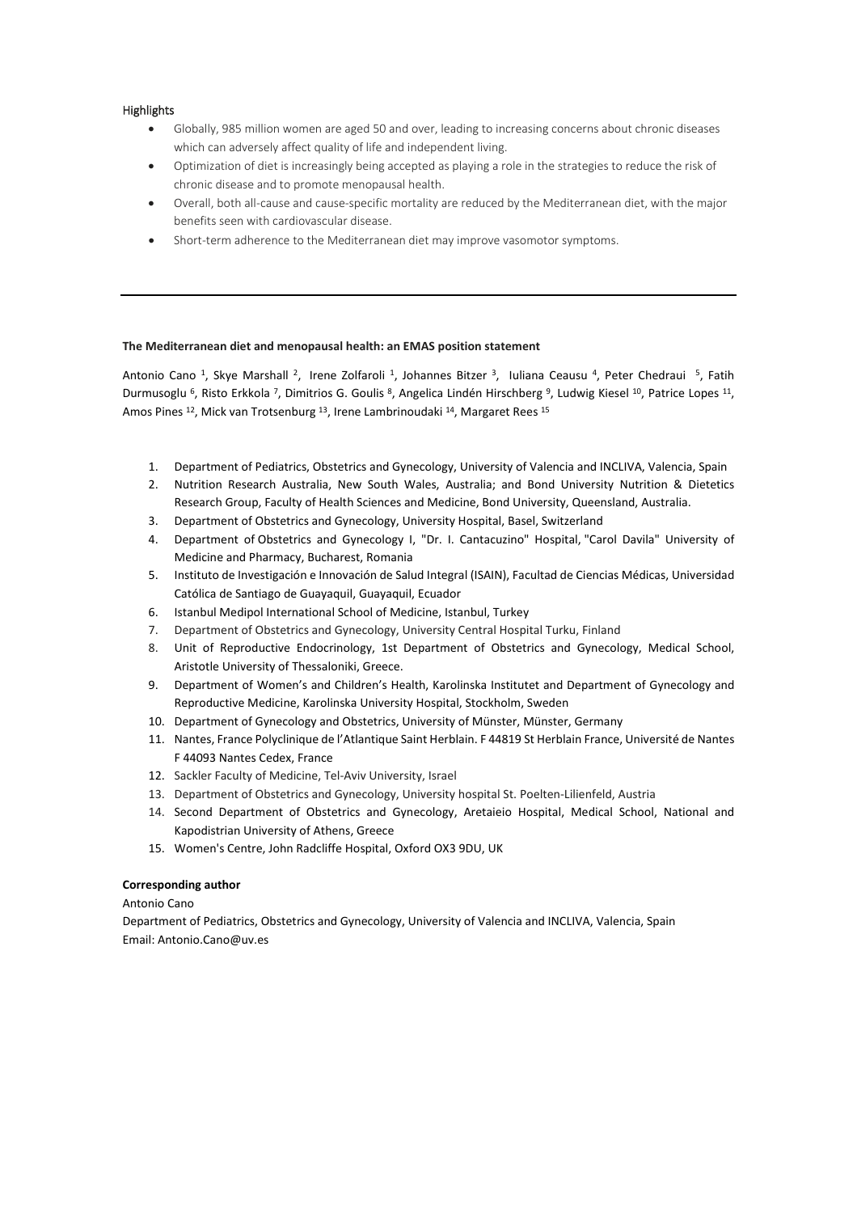## Highlights

- Globally, 985 million women are aged 50 and over, leading to increasing concerns about chronic diseases which can adversely affect quality of life and independent living.
- Optimization of diet is increasingly being accepted as playing a role in the strategies to reduce the risk of chronic disease and to promote menopausal health.
- Overall, both all-cause and cause-specific mortality are reduced by the Mediterranean diet, with the major benefits seen with cardiovascular disease.
- Short-term adherence to the Mediterranean diet may improve vasomotor symptoms.

---

**The Mediterranean diet and menopausal health: an EMAS position statement**

Antonio Cano [1], Skye Marshall [2], Irene Zolfaroli [1], Johannes Bitzer [3], Iuliana Ceausu [4], Peter Chedraui [5], Fatih Durmusoglu [6], Risto Erkkola [7], Dimitrios G. Goulis [8], Angelica Lindén Hirschberg [9], Ludwig Kiesel [10], Patrice Lopes [11], Amos Pines [12], Mick van Trotsenburg [13], Irene Lambrinoudaki [14], Margaret Rees [15]

1. Department of Pediatrics, Obstetrics and Gynecology, University of Valencia and INCLIVA, Valencia, Spain
2. Nutrition Research Australia, New South Wales, Australia; and Bond University Nutrition & Dietetics Research Group, Faculty of Health Sciences and Medicine, Bond University, Queensland, Australia.
3. Department of Obstetrics and Gynecology, University Hospital, Basel, Switzerland
4. Department of Obstetrics and Gynecology I, "Dr. I. Cantacuzino" Hospital, "Carol Davila" University of Medicine and Pharmacy, Bucharest, Romania
5. Instituto de Investigación e Innovación de Salud Integral (ISAIN), Facultad de Ciencias Médicas, Universidad Católica de Santiago de Guayaquil, Guayaquil, Ecuador
6. Istanbul Medipol International School of Medicine, Istanbul, Turkey
7. Department of Obstetrics and Gynecology, University Central Hospital Turku, Finland
8. Unit of Reproductive Endocrinology, 1st Department of Obstetrics and Gynecology, Medical School, Aristotle University of Thessaloniki, Greece.
9. Department of Women's and Children's Health, Karolinska Institutet and Department of Gynecology and Reproductive Medicine, Karolinska University Hospital, Stockholm, Sweden
10. Department of Gynecology and Obstetrics, University of Münster, Münster, Germany
11. Nantes, France Polyclinique de l'Atlantique Saint Herblain. F 44819 St Herblain France, Université de Nantes F 44093 Nantes Cedex, France
12. Sackler Faculty of Medicine, Tel-Aviv University, Israel
13. Department of Obstetrics and Gynecology, University hospital St. Poelten-Lilienfeld, Austria
14. Second Department of Obstetrics and Gynecology, Aretaieio Hospital, Medical School, National and Kapodistrian University of Athens, Greece
15. Women's Centre, John Radcliffe Hospital, Oxford OX3 9DU, UK

**Corresponding author**

Antonio Cano

Department of Pediatrics, Obstetrics and Gynecology, University of Valencia and INCLIVA, Valencia, Spain

Email: Antonio.Cano@uv.es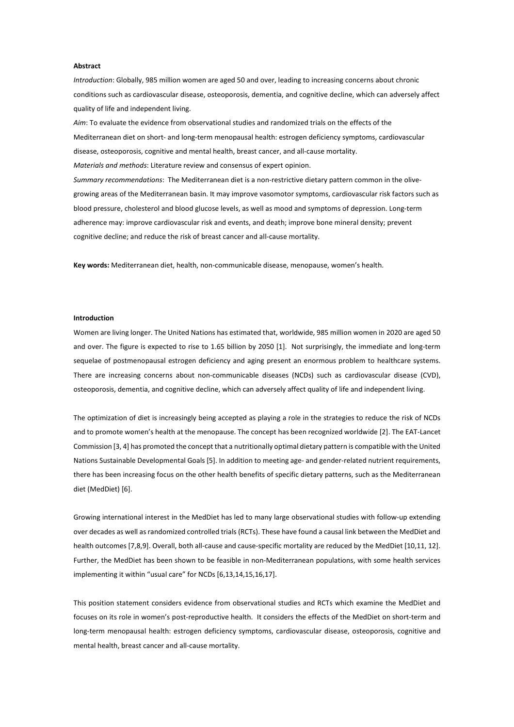**Abstract**

*Introduction*: Globally, 985 million women are aged 50 and over, leading to increasing concerns about chronic conditions such as cardiovascular disease, osteoporosis, dementia, and cognitive decline, which can adversely affect quality of life and independent living.

*Aim*: To evaluate the evidence from observational studies and randomized trials on the effects of the Mediterranean diet on short- and long-term menopausal health: estrogen deficiency symptoms, cardiovascular disease, osteoporosis, cognitive and mental health, breast cancer, and all-cause mortality.

*Materials and methods*: Literature review and consensus of expert opinion.

*Summary recommendations*: The Mediterranean diet is a non-restrictive dietary pattern common in the olive-growing areas of the Mediterranean basin. It may improve vasomotor symptoms, cardiovascular risk factors such as blood pressure, cholesterol and blood glucose levels, as well as mood and symptoms of depression. Long-term adherence may: improve cardiovascular risk and events, and death; improve bone mineral density; prevent cognitive decline; and reduce the risk of breast cancer and all-cause mortality.

**Key words:** Mediterranean diet, health, non-communicable disease, menopause, women's health.

**Introduction**

Women are living longer. The United Nations has estimated that, worldwide, 985 million women in 2020 are aged 50 and over. The figure is expected to rise to 1.65 billion by 2050 [1]. Not surprisingly, the immediate and long-term sequelae of postmenopausal estrogen deficiency and aging present an enormous problem to healthcare systems. There are increasing concerns about non-communicable diseases (NCDs) such as cardiovascular disease (CVD), osteoporosis, dementia, and cognitive decline, which can adversely affect quality of life and independent living.

The optimization of diet is increasingly being accepted as playing a role in the strategies to reduce the risk of NCDs and to promote women's health at the menopause. The concept has been recognized worldwide [2]. The EAT-Lancet Commission [3, 4] has promoted the concept that a nutritionally optimal dietary pattern is compatible with the United Nations Sustainable Developmental Goals [5]. In addition to meeting age- and gender-related nutrient requirements, there has been increasing focus on the other health benefits of specific dietary patterns, such as the Mediterranean diet (MedDiet) [6].

Growing international interest in the MedDiet has led to many large observational studies with follow-up extending over decades as well as randomized controlled trials (RCTs). These have found a causal link between the MedDiet and health outcomes [7,8,9]. Overall, both all-cause and cause-specific mortality are reduced by the MedDiet [10,11, 12]. Further, the MedDiet has been shown to be feasible in non-Mediterranean populations, with some health services implementing it within "usual care" for NCDs [6,13,14,15,16,17].

This position statement considers evidence from observational studies and RCTs which examine the MedDiet and focuses on its role in women's post-reproductive health. It considers the effects of the MedDiet on short-term and long-term menopausal health: estrogen deficiency symptoms, cardiovascular disease, osteoporosis, cognitive and mental health, breast cancer and all-cause mortality.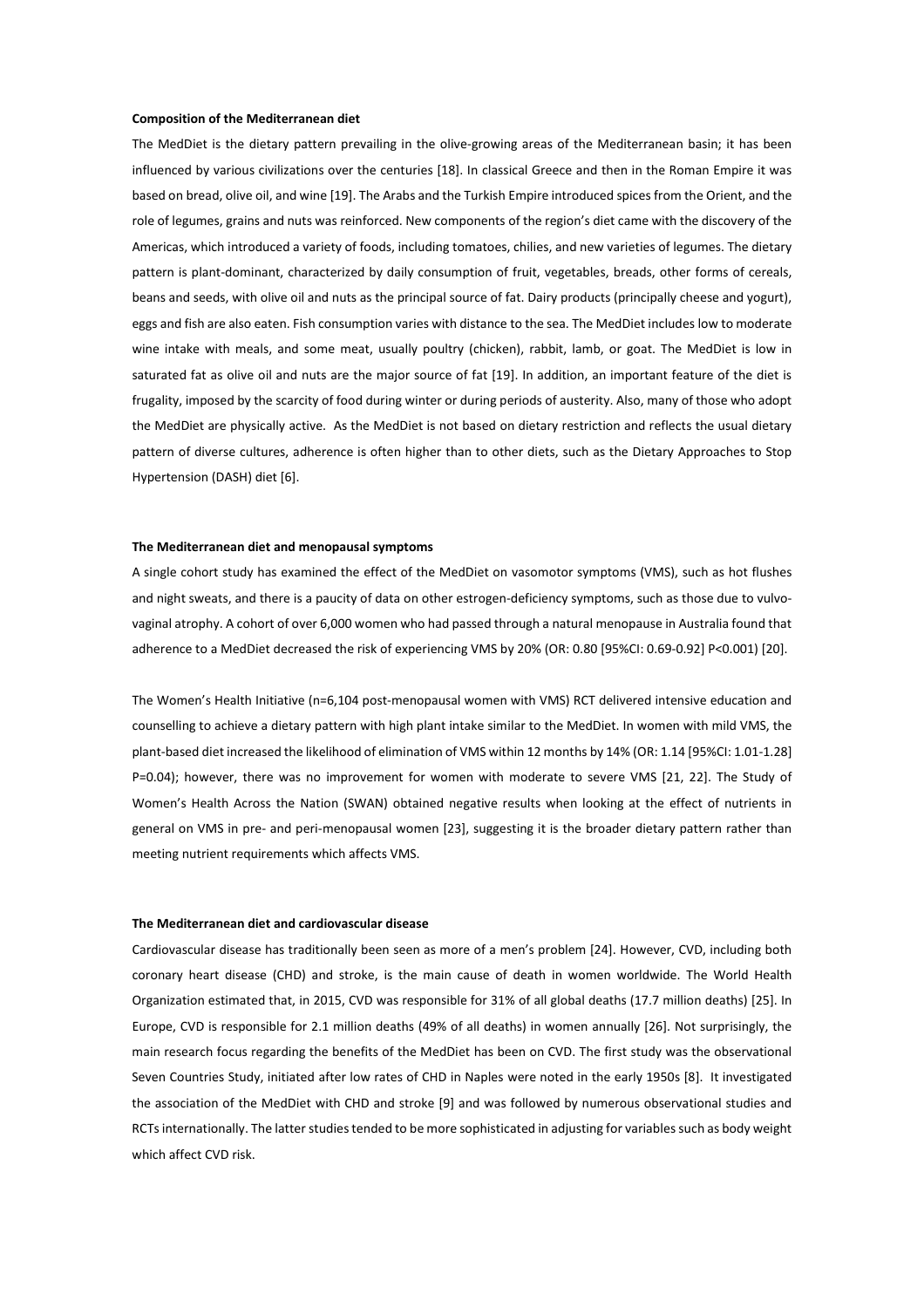**Composition of the Mediterranean diet**

The MedDiet is the dietary pattern prevailing in the olive-growing areas of the Mediterranean basin; it has been influenced by various civilizations over the centuries [18]. In classical Greece and then in the Roman Empire it was based on bread, olive oil, and wine [19]. The Arabs and the Turkish Empire introduced spices from the Orient, and the role of legumes, grains and nuts was reinforced. New components of the region's diet came with the discovery of the Americas, which introduced a variety of foods, including tomatoes, chilies, and new varieties of legumes. The dietary pattern is plant-dominant, characterized by daily consumption of fruit, vegetables, breads, other forms of cereals, beans and seeds, with olive oil and nuts as the principal source of fat. Dairy products (principally cheese and yogurt), eggs and fish are also eaten. Fish consumption varies with distance to the sea. The MedDiet includes low to moderate wine intake with meals, and some meat, usually poultry (chicken), rabbit, lamb, or goat. The MedDiet is low in saturated fat as olive oil and nuts are the major source of fat [19]. In addition, an important feature of the diet is frugality, imposed by the scarcity of food during winter or during periods of austerity. Also, many of those who adopt the MedDiet are physically active. As the MedDiet is not based on dietary restriction and reflects the usual dietary pattern of diverse cultures, adherence is often higher than to other diets, such as the Dietary Approaches to Stop Hypertension (DASH) diet [6].

**The Mediterranean diet and menopausal symptoms**

A single cohort study has examined the effect of the MedDiet on vasomotor symptoms (VMS), such as hot flushes and night sweats, and there is a paucity of data on other estrogen-deficiency symptoms, such as those due to vulvo-vaginal atrophy. A cohort of over 6,000 women who had passed through a natural menopause in Australia found that adherence to a MedDiet decreased the risk of experiencing VMS by 20% (OR: 0.80 [95%CI: 0.69-0.92] P<0.001) [20].

The Women's Health Initiative (n=6,104 post-menopausal women with VMS) RCT delivered intensive education and counselling to achieve a dietary pattern with high plant intake similar to the MedDiet. In women with mild VMS, the plant-based diet increased the likelihood of elimination of VMS within 12 months by 14% (OR: 1.14 [95%CI: 1.01-1.28] P=0.04); however, there was no improvement for women with moderate to severe VMS [21, 22]. The Study of Women's Health Across the Nation (SWAN) obtained negative results when looking at the effect of nutrients in general on VMS in pre- and peri-menopausal women [23], suggesting it is the broader dietary pattern rather than meeting nutrient requirements which affects VMS.

**The Mediterranean diet and cardiovascular disease**

Cardiovascular disease has traditionally been seen as more of a men's problem [24]. However, CVD, including both coronary heart disease (CHD) and stroke, is the main cause of death in women worldwide. The World Health Organization estimated that, in 2015, CVD was responsible for 31% of all global deaths (17.7 million deaths) [25]. In Europe, CVD is responsible for 2.1 million deaths (49% of all deaths) in women annually [26]. Not surprisingly, the main research focus regarding the benefits of the MedDiet has been on CVD. The first study was the observational Seven Countries Study, initiated after low rates of CHD in Naples were noted in the early 1950s [8]. It investigated the association of the MedDiet with CHD and stroke [9] and was followed by numerous observational studies and RCTs internationally. The latter studies tended to be more sophisticated in adjusting for variables such as body weight which affect CVD risk.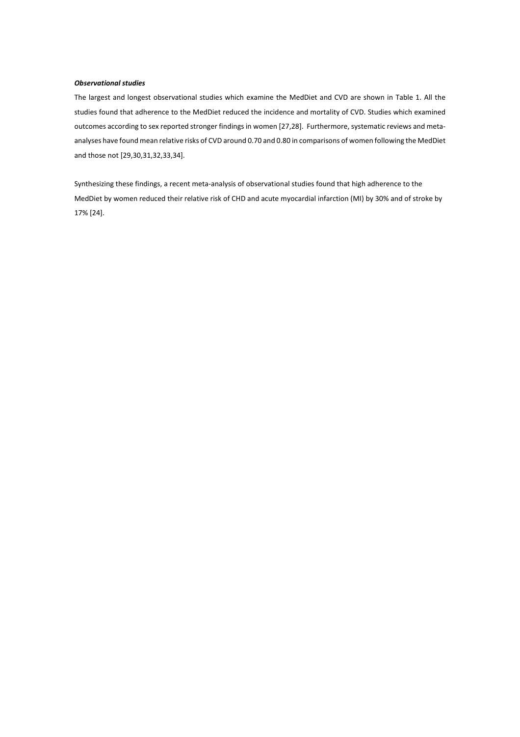***Observational studies***

The largest and longest observational studies which examine the MedDiet and CVD are shown in Table 1. All the studies found that adherence to the MedDiet reduced the incidence and mortality of CVD. Studies which examined outcomes according to sex reported stronger findings in women [27,28]. Furthermore, systematic reviews and meta-analyses have found mean relative risks of CVD around 0.70 and 0.80 in comparisons of women following the MedDiet and those not [29,30,31,32,33,34].

Synthesizing these findings, a recent meta-analysis of observational studies found that high adherence to the MedDiet by women reduced their relative risk of CHD and acute myocardial infarction (MI) by 30% and of stroke by 17% [24].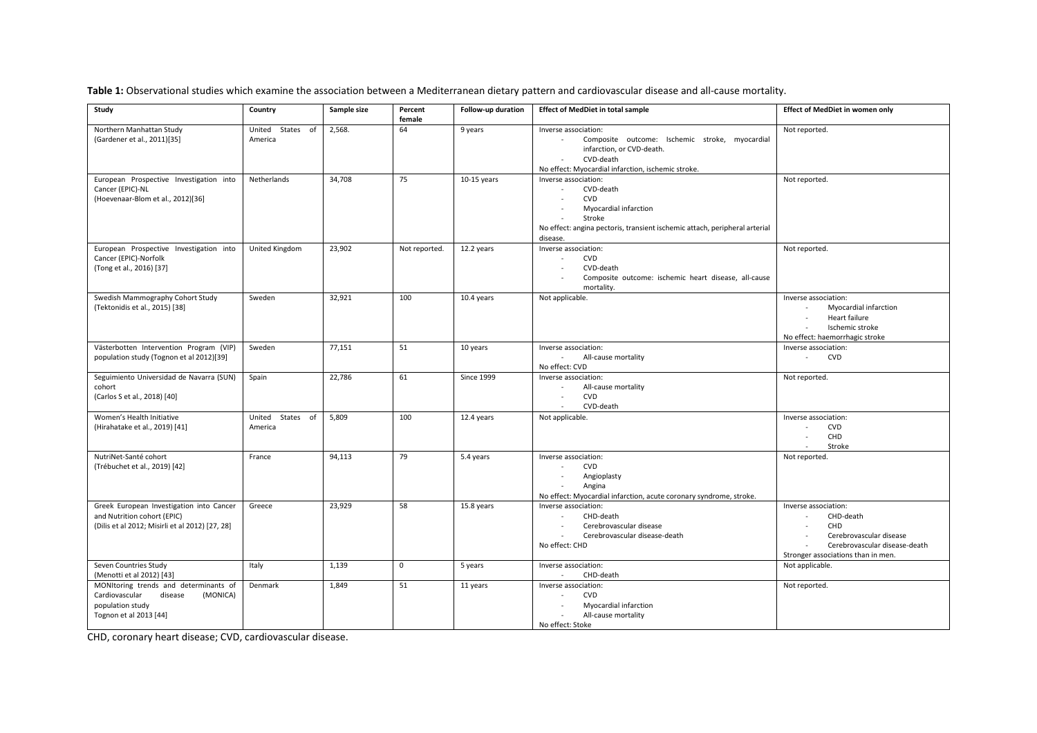**Table 1:** Observational studies which examine the association between a Mediterranean dietary pattern and cardiovascular disease and all-cause mortality.

| Study | Country | Sample size | Percent female | Follow-up duration | Effect of MedDiet in total sample | Effect of MedDiet in women only |
|---|---|---|---|---|---|---|
| Northern Manhattan Study (Gardener et al., 2011)[35] | United States of America | 2,568. | 64 | 9 years | Inverse association:<br>- Composite outcome: Ischemic stroke, myocardial infarction, or CVD-death.<br>- CVD-death<br>No effect: Myocardial infarction, ischemic stroke. | Not reported. |
| European Prospective Investigation into Cancer (EPIC)-NL (Hoevenaar-Blom et al., 2012)[36] | Netherlands | 34,708 | 75 | 10-15 years | Inverse association:<br>- CVD-death<br>- CVD<br>- Myocardial infarction<br>- Stroke<br>No effect: angina pectoris, transient ischemic attach, peripheral arterial disease. | Not reported. |
| European Prospective Investigation into Cancer (EPIC)-Norfolk (Tong et al., 2016) [37] | United Kingdom | 23,902 | Not reported. | 12.2 years | Inverse association:<br>- CVD<br>- CVD-death<br>- Composite outcome: ischemic heart disease, all-cause mortality. | Not reported. |
| Swedish Mammography Cohort Study (Tektonidis et al., 2015) [38] | Sweden | 32,921 | 100 | 10.4 years | Not applicable. | Inverse association:<br>- Myocardial infarction<br>- Heart failure<br>- Ischemic stroke<br>No effect: haemorrhagic stroke |
| Västerbotten Intervention Program (VIP) population study (Tognon et al 2012)[39] | Sweden | 77,151 | 51 | 10 years | Inverse association:<br>- All-cause mortality<br>No effect: CVD | Inverse association:<br>- CVD |
| Seguimiento Universidad de Navarra (SUN) cohort (Carlos S et al., 2018) [40] | Spain | 22,786 | 61 | Since 1999 | Inverse association:<br>- All-cause mortality<br>- CVD<br>- CVD-death | Not reported. |
| Women's Health Initiative (Hirahatake et al., 2019) [41] | United States of America | 5,809 | 100 | 12.4 years | Not applicable. | Inverse association:<br>- CVD<br>- CHD<br>- Stroke |
| NutriNet-Santé cohort (Trébuchet et al., 2019) [42] | France | 94,113 | 79 | 5.4 years | Inverse association:<br>- CVD<br>- Angioplasty<br>- Angina<br>No effect: Myocardial infarction, acute coronary syndrome, stroke. | Not reported. |
| Greek European Investigation into Cancer and Nutrition cohort (EPIC) (Dilis et al 2012; Misirli et al 2012) [27, 28] | Greece | 23,929 | 58 | 15.8 years | Inverse association:<br>- CHD-death<br>- Cerebrovascular disease<br>- Cerebrovascular disease-death<br>No effect: CHD | Inverse association:<br>- CHD-death<br>- CHD<br>- Cerebrovascular disease<br>- Cerebrovascular disease-death<br>Stronger associations than in men. |
| Seven Countries Study (Menotti et al 2012) [43] | Italy | 1,139 | 0 | 5 years | Inverse association:<br>- CHD-death | Not applicable. |
| MONItoring trends and determinants of Cardiovascular disease (MONICA) population study Tognon et al 2013 [44] | Denmark | 1,849 | 51 | 11 years | Inverse association:<br>- CVD<br>- Myocardial infarction<br>- All-cause mortality<br>No effect: Stoke | Not reported. |

CHD, coronary heart disease; CVD, cardiovascular disease.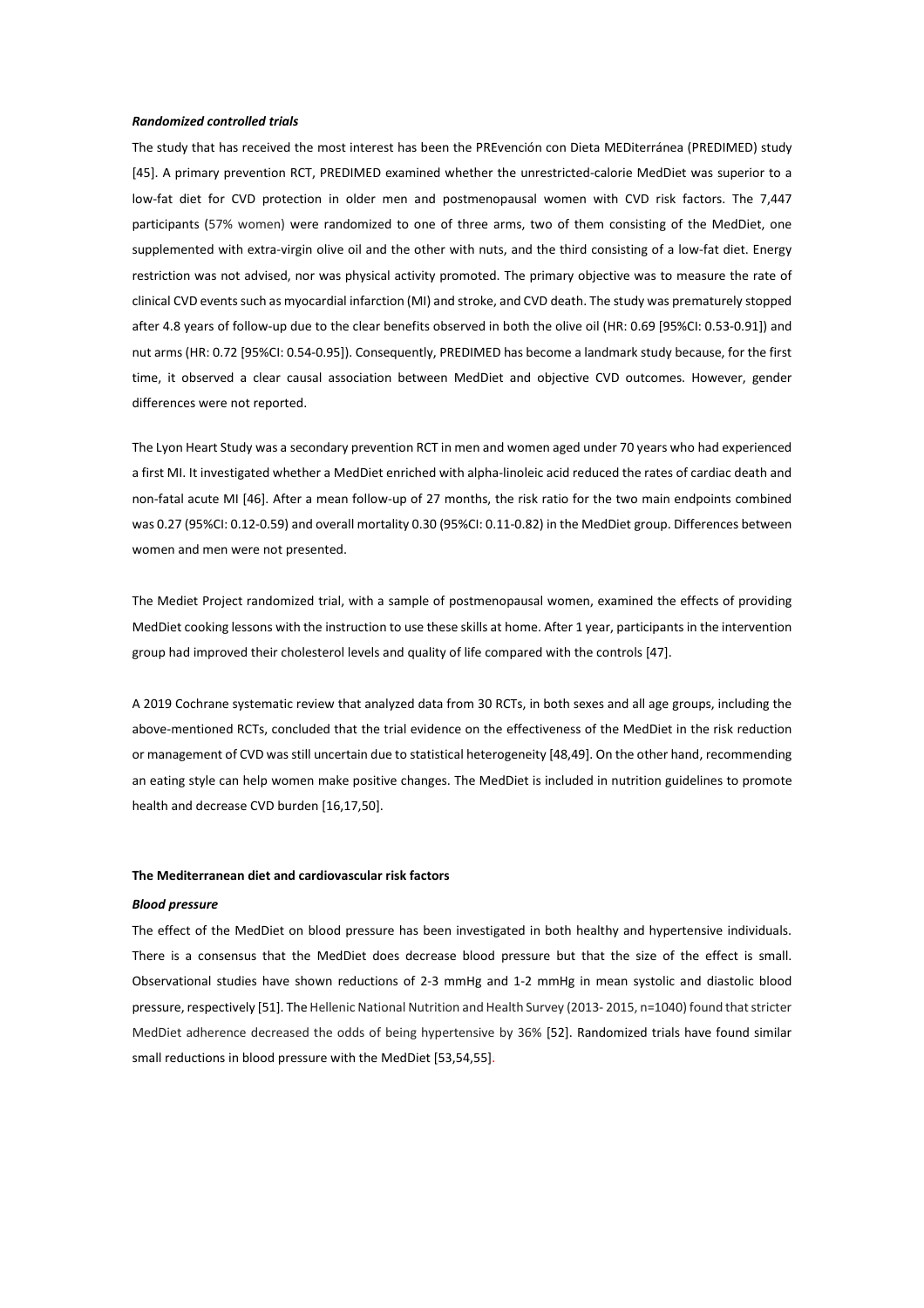### *Randomized controlled trials*

The study that has received the most interest has been the PREvención con Dieta MEDiterránea (PREDIMED) study [45]. A primary prevention RCT, PREDIMED examined whether the unrestricted-calorie MedDiet was superior to a low-fat diet for CVD protection in older men and postmenopausal women with CVD risk factors. The 7,447 participants (57% women) were randomized to one of three arms, two of them consisting of the MedDiet, one supplemented with extra-virgin olive oil and the other with nuts, and the third consisting of a low-fat diet. Energy restriction was not advised, nor was physical activity promoted. The primary objective was to measure the rate of clinical CVD events such as myocardial infarction (MI) and stroke, and CVD death. The study was prematurely stopped after 4.8 years of follow-up due to the clear benefits observed in both the olive oil (HR: 0.69 [95%CI: 0.53-0.91]) and nut arms (HR: 0.72 [95%CI: 0.54-0.95]). Consequently, PREDIMED has become a landmark study because, for the first time, it observed a clear causal association between MedDiet and objective CVD outcomes. However, gender differences were not reported.

The Lyon Heart Study was a secondary prevention RCT in men and women aged under 70 years who had experienced a first MI. It investigated whether a MedDiet enriched with alpha-linoleic acid reduced the rates of cardiac death and non-fatal acute MI [46]. After a mean follow-up of 27 months, the risk ratio for the two main endpoints combined was 0.27 (95%CI: 0.12-0.59) and overall mortality 0.30 (95%CI: 0.11-0.82) in the MedDiet group. Differences between women and men were not presented.

The Mediet Project randomized trial, with a sample of postmenopausal women, examined the effects of providing MedDiet cooking lessons with the instruction to use these skills at home. After 1 year, participants in the intervention group had improved their cholesterol levels and quality of life compared with the controls [47].

A 2019 Cochrane systematic review that analyzed data from 30 RCTs, in both sexes and all age groups, including the above-mentioned RCTs, concluded that the trial evidence on the effectiveness of the MedDiet in the risk reduction or management of CVD was still uncertain due to statistical heterogeneity [48,49]. On the other hand, recommending an eating style can help women make positive changes. The MedDiet is included in nutrition guidelines to promote health and decrease CVD burden [16,17,50].

## The Mediterranean diet and cardiovascular risk factors

### *Blood pressure*

The effect of the MedDiet on blood pressure has been investigated in both healthy and hypertensive individuals. There is a consensus that the MedDiet does decrease blood pressure but that the size of the effect is small. Observational studies have shown reductions of 2-3 mmHg and 1-2 mmHg in mean systolic and diastolic blood pressure, respectively [51]. The Hellenic National Nutrition and Health Survey (2013- 2015, n=1040) found that stricter MedDiet adherence decreased the odds of being hypertensive by 36% [52]. Randomized trials have found similar small reductions in blood pressure with the MedDiet [53,54,55].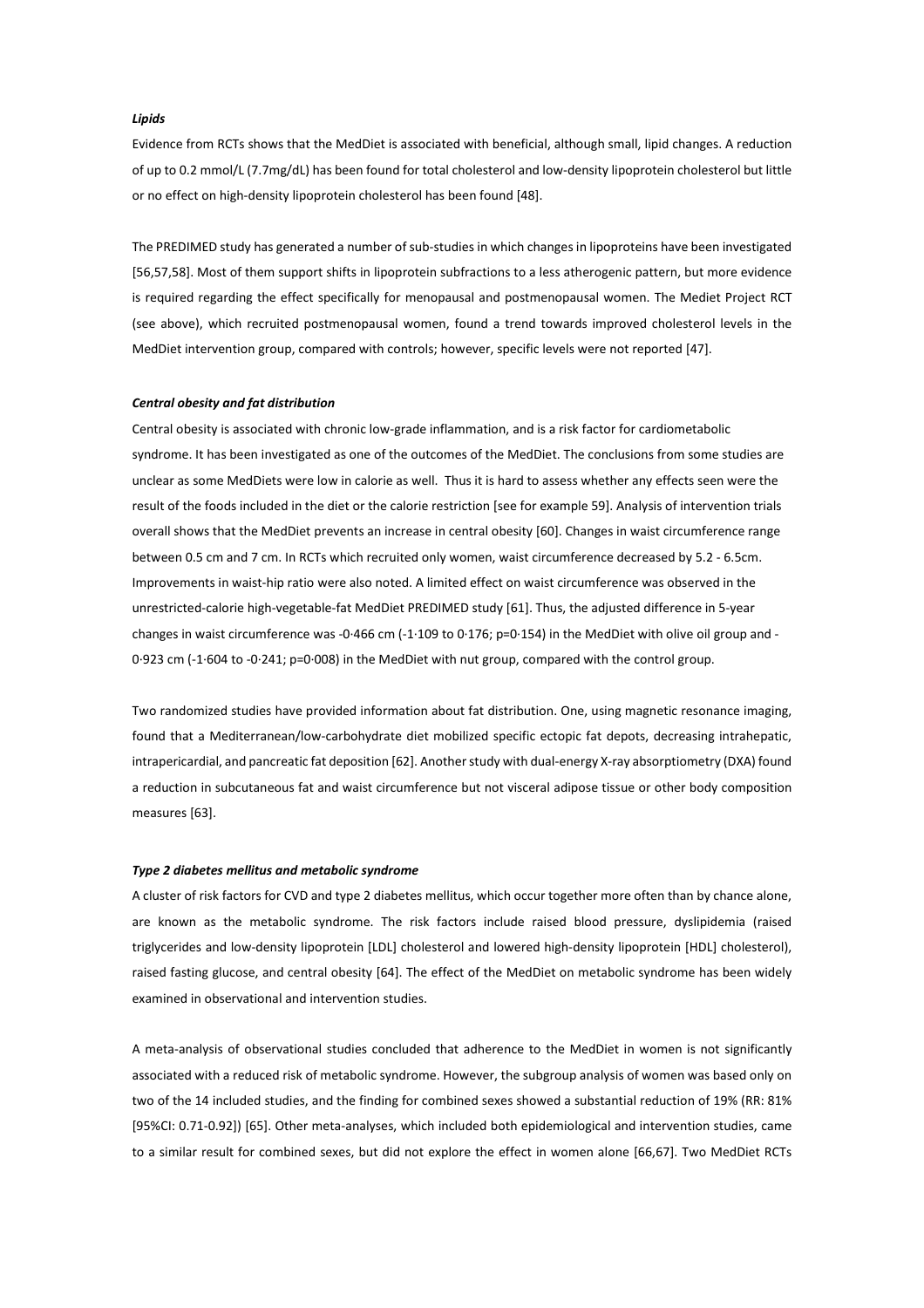***Lipids***

Evidence from RCTs shows that the MedDiet is associated with beneficial, although small, lipid changes. A reduction of up to 0.2 mmol/L (7.7mg/dL) has been found for total cholesterol and low-density lipoprotein cholesterol but little or no effect on high-density lipoprotein cholesterol has been found [48].

The PREDIMED study has generated a number of sub-studies in which changes in lipoproteins have been investigated [56,57,58]. Most of them support shifts in lipoprotein subfractions to a less atherogenic pattern, but more evidence is required regarding the effect specifically for menopausal and postmenopausal women. The Mediet Project RCT (see above), which recruited postmenopausal women, found a trend towards improved cholesterol levels in the MedDiet intervention group, compared with controls; however, specific levels were not reported [47].

***Central obesity and fat distribution***

Central obesity is associated with chronic low-grade inflammation, and is a risk factor for cardiometabolic syndrome. It has been investigated as one of the outcomes of the MedDiet. The conclusions from some studies are unclear as some MedDiets were low in calorie as well. Thus it is hard to assess whether any effects seen were the result of the foods included in the diet or the calorie restriction [see for example 59]. Analysis of intervention trials overall shows that the MedDiet prevents an increase in central obesity [60]. Changes in waist circumference range between 0.5 cm and 7 cm. In RCTs which recruited only women, waist circumference decreased by 5.2 - 6.5cm. Improvements in waist-hip ratio were also noted. A limited effect on waist circumference was observed in the unrestricted-calorie high-vegetable-fat MedDiet PREDIMED study [61]. Thus, the adjusted difference in 5-year changes in waist circumference was -0·466 cm (-1·109 to 0·176; p=0·154) in the MedDiet with olive oil group and -0·923 cm (-1·604 to -0·241; p=0·008) in the MedDiet with nut group, compared with the control group.

Two randomized studies have provided information about fat distribution. One, using magnetic resonance imaging, found that a Mediterranean/low-carbohydrate diet mobilized specific ectopic fat depots, decreasing intrahepatic, intrapericardial, and pancreatic fat deposition [62]. Another study with dual-energy X-ray absorptiometry (DXA) found a reduction in subcutaneous fat and waist circumference but not visceral adipose tissue or other body composition measures [63].

***Type 2 diabetes mellitus and metabolic syndrome***

A cluster of risk factors for CVD and type 2 diabetes mellitus, which occur together more often than by chance alone, are known as the metabolic syndrome. The risk factors include raised blood pressure, dyslipidemia (raised triglycerides and low-density lipoprotein [LDL] cholesterol and lowered high-density lipoprotein [HDL] cholesterol), raised fasting glucose, and central obesity [64]. The effect of the MedDiet on metabolic syndrome has been widely examined in observational and intervention studies.

A meta-analysis of observational studies concluded that adherence to the MedDiet in women is not significantly associated with a reduced risk of metabolic syndrome. However, the subgroup analysis of women was based only on two of the 14 included studies, and the finding for combined sexes showed a substantial reduction of 19% (RR: 81% [95%CI: 0.71-0.92]) [65]. Other meta-analyses, which included both epidemiological and intervention studies, came to a similar result for combined sexes, but did not explore the effect in women alone [66,67]. Two MedDiet RCTs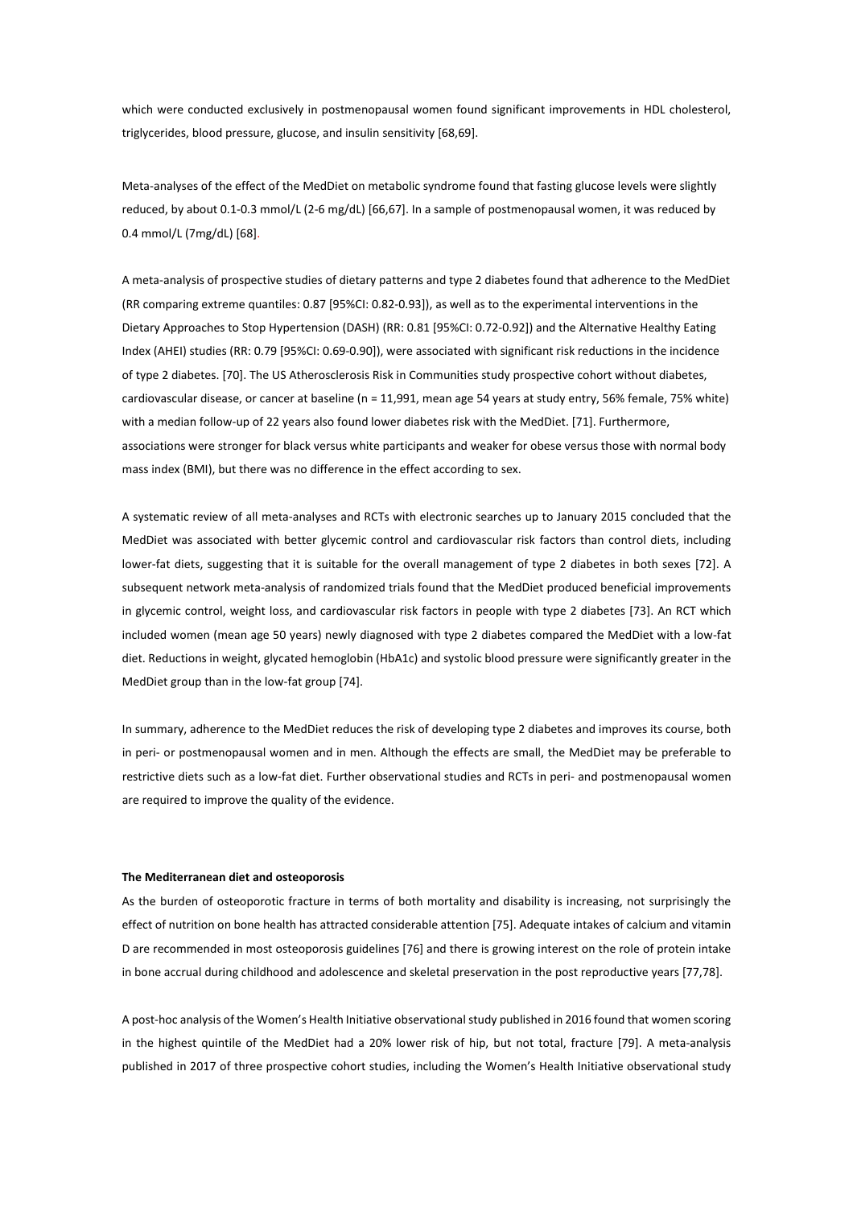which were conducted exclusively in postmenopausal women found significant improvements in HDL cholesterol, triglycerides, blood pressure, glucose, and insulin sensitivity [68,69].

Meta-analyses of the effect of the MedDiet on metabolic syndrome found that fasting glucose levels were slightly reduced, by about 0.1-0.3 mmol/L (2-6 mg/dL) [66,67]. In a sample of postmenopausal women, it was reduced by 0.4 mmol/L (7mg/dL) [68].

A meta-analysis of prospective studies of dietary patterns and type 2 diabetes found that adherence to the MedDiet (RR comparing extreme quantiles: 0.87 [95%CI: 0.82-0.93]), as well as to the experimental interventions in the Dietary Approaches to Stop Hypertension (DASH) (RR: 0.81 [95%CI: 0.72-0.92]) and the Alternative Healthy Eating Index (AHEI) studies (RR: 0.79 [95%CI: 0.69-0.90]), were associated with significant risk reductions in the incidence of type 2 diabetes. [70]. The US Atherosclerosis Risk in Communities study prospective cohort without diabetes, cardiovascular disease, or cancer at baseline (n = 11,991, mean age 54 years at study entry, 56% female, 75% white) with a median follow-up of 22 years also found lower diabetes risk with the MedDiet. [71]. Furthermore, associations were stronger for black versus white participants and weaker for obese versus those with normal body mass index (BMI), but there was no difference in the effect according to sex.

A systematic review of all meta-analyses and RCTs with electronic searches up to January 2015 concluded that the MedDiet was associated with better glycemic control and cardiovascular risk factors than control diets, including lower-fat diets, suggesting that it is suitable for the overall management of type 2 diabetes in both sexes [72]. A subsequent network meta-analysis of randomized trials found that the MedDiet produced beneficial improvements in glycemic control, weight loss, and cardiovascular risk factors in people with type 2 diabetes [73]. An RCT which included women (mean age 50 years) newly diagnosed with type 2 diabetes compared the MedDiet with a low-fat diet. Reductions in weight, glycated hemoglobin (HbA1c) and systolic blood pressure were significantly greater in the MedDiet group than in the low-fat group [74].

In summary, adherence to the MedDiet reduces the risk of developing type 2 diabetes and improves its course, both in peri- or postmenopausal women and in men. Although the effects are small, the MedDiet may be preferable to restrictive diets such as a low-fat diet. Further observational studies and RCTs in peri- and postmenopausal women are required to improve the quality of the evidence.

**The Mediterranean diet and osteoporosis**

As the burden of osteoporotic fracture in terms of both mortality and disability is increasing, not surprisingly the effect of nutrition on bone health has attracted considerable attention [75]. Adequate intakes of calcium and vitamin D are recommended in most osteoporosis guidelines [76] and there is growing interest on the role of protein intake in bone accrual during childhood and adolescence and skeletal preservation in the post reproductive years [77,78].

A post-hoc analysis of the Women's Health Initiative observational study published in 2016 found that women scoring in the highest quintile of the MedDiet had a 20% lower risk of hip, but not total, fracture [79]. A meta-analysis published in 2017 of three prospective cohort studies, including the Women's Health Initiative observational study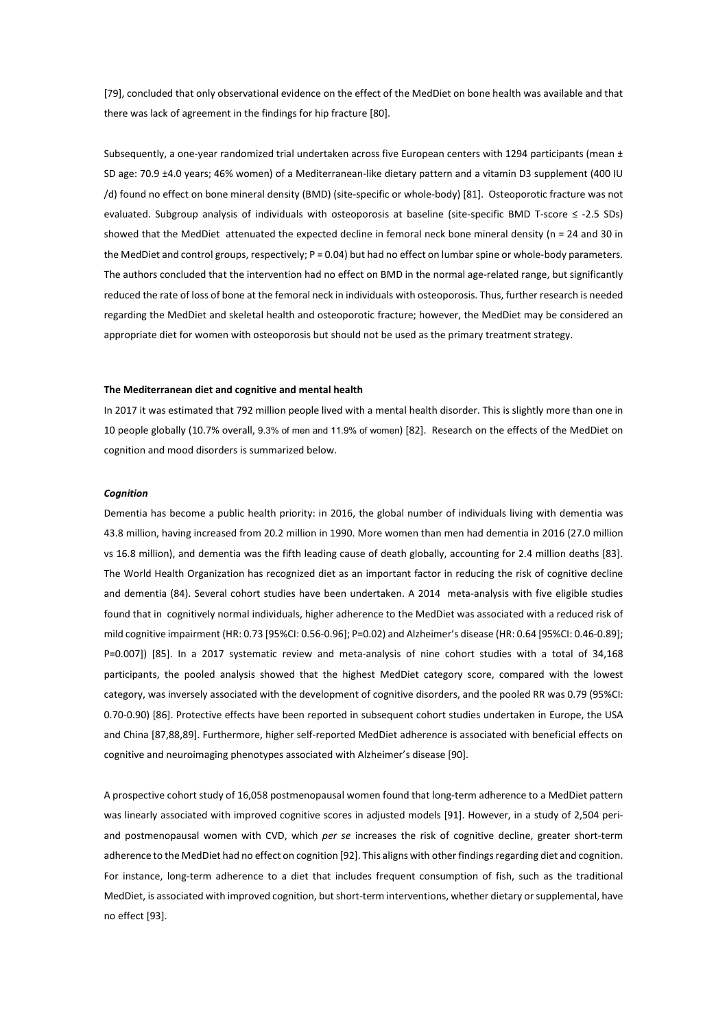[79], concluded that only observational evidence on the effect of the MedDiet on bone health was available and that there was lack of agreement in the findings for hip fracture [80].

Subsequently, a one-year randomized trial undertaken across five European centers with 1294 participants (mean ± SD age: 70.9 ±4.0 years; 46% women) of a Mediterranean-like dietary pattern and a vitamin D3 supplement (400 IU /d) found no effect on bone mineral density (BMD) (site-specific or whole-body) [81]. Osteoporotic fracture was not evaluated. Subgroup analysis of individuals with osteoporosis at baseline (site-specific BMD T-score ≤ -2.5 SDs) showed that the MedDiet attenuated the expected decline in femoral neck bone mineral density (n = 24 and 30 in the MedDiet and control groups, respectively; P = 0.04) but had no effect on lumbar spine or whole-body parameters. The authors concluded that the intervention had no effect on BMD in the normal age-related range, but significantly reduced the rate of loss of bone at the femoral neck in individuals with osteoporosis. Thus, further research is needed regarding the MedDiet and skeletal health and osteoporotic fracture; however, the MedDiet may be considered an appropriate diet for women with osteoporosis but should not be used as the primary treatment strategy.

**The Mediterranean diet and cognitive and mental health**

In 2017 it was estimated that 792 million people lived with a mental health disorder. This is slightly more than one in 10 people globally (10.7% overall, 9.3% of men and 11.9% of women) [82]. Research on the effects of the MedDiet on cognition and mood disorders is summarized below.

***Cognition***

Dementia has become a public health priority: in 2016, the global number of individuals living with dementia was 43.8 million, having increased from 20.2 million in 1990. More women than men had dementia in 2016 (27.0 million vs 16.8 million), and dementia was the fifth leading cause of death globally, accounting for 2.4 million deaths [83]. The World Health Organization has recognized diet as an important factor in reducing the risk of cognitive decline and dementia (84). Several cohort studies have been undertaken. A 2014 meta-analysis with five eligible studies found that in cognitively normal individuals, higher adherence to the MedDiet was associated with a reduced risk of mild cognitive impairment (HR: 0.73 [95%CI: 0.56-0.96]; P=0.02) and Alzheimer's disease (HR: 0.64 [95%CI: 0.46-0.89]; P=0.007]) [85]. In a 2017 systematic review and meta-analysis of nine cohort studies with a total of 34,168 participants, the pooled analysis showed that the highest MedDiet category score, compared with the lowest category, was inversely associated with the development of cognitive disorders, and the pooled RR was 0.79 (95%CI: 0.70-0.90) [86]. Protective effects have been reported in subsequent cohort studies undertaken in Europe, the USA and China [87,88,89]. Furthermore, higher self-reported MedDiet adherence is associated with beneficial effects on cognitive and neuroimaging phenotypes associated with Alzheimer's disease [90].

A prospective cohort study of 16,058 postmenopausal women found that long-term adherence to a MedDiet pattern was linearly associated with improved cognitive scores in adjusted models [91]. However, in a study of 2,504 peri- and postmenopausal women with CVD, which *per se* increases the risk of cognitive decline, greater short-term adherence to the MedDiet had no effect on cognition [92]. This aligns with other findings regarding diet and cognition. For instance, long-term adherence to a diet that includes frequent consumption of fish, such as the traditional MedDiet, is associated with improved cognition, but short-term interventions, whether dietary or supplemental, have no effect [93].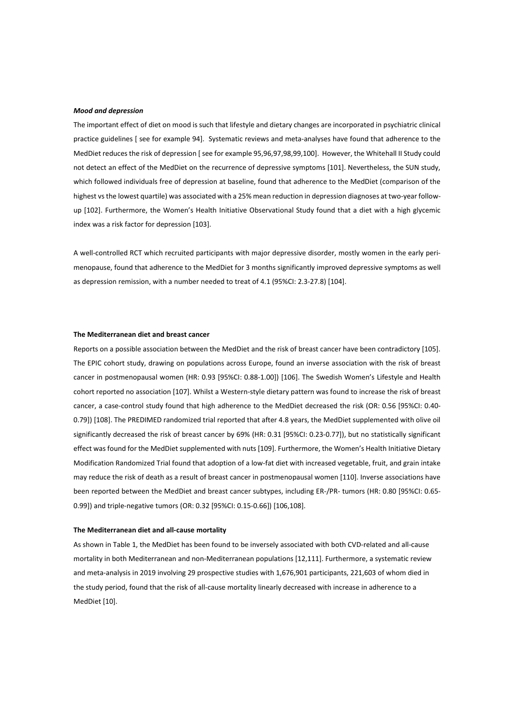### *Mood and depression*

The important effect of diet on mood is such that lifestyle and dietary changes are incorporated in psychiatric clinical practice guidelines [ see for example 94]. Systematic reviews and meta-analyses have found that adherence to the MedDiet reduces the risk of depression [ see for example 95,96,97,98,99,100]. However, the Whitehall II Study could not detect an effect of the MedDiet on the recurrence of depressive symptoms [101]. Nevertheless, the SUN study, which followed individuals free of depression at baseline, found that adherence to the MedDiet (comparison of the highest vs the lowest quartile) was associated with a 25% mean reduction in depression diagnoses at two-year follow-up [102]. Furthermore, the Women's Health Initiative Observational Study found that a diet with a high glycemic index was a risk factor for depression [103].

A well-controlled RCT which recruited participants with major depressive disorder, mostly women in the early peri-menopause, found that adherence to the MedDiet for 3 months significantly improved depressive symptoms as well as depression remission, with a number needed to treat of 4.1 (95%CI: 2.3-27.8) [104].

## The Mediterranean diet and breast cancer

Reports on a possible association between the MedDiet and the risk of breast cancer have been contradictory [105]. The EPIC cohort study, drawing on populations across Europe, found an inverse association with the risk of breast cancer in postmenopausal women (HR: 0.93 [95%CI: 0.88-1.00]) [106]. The Swedish Women's Lifestyle and Health cohort reported no association [107]. Whilst a Western-style dietary pattern was found to increase the risk of breast cancer, a case-control study found that high adherence to the MedDiet decreased the risk (OR: 0.56 [95%CI: 0.40-0.79]) [108]. The PREDIMED randomized trial reported that after 4.8 years, the MedDiet supplemented with olive oil significantly decreased the risk of breast cancer by 69% (HR: 0.31 [95%CI: 0.23-0.77]), but no statistically significant effect was found for the MedDiet supplemented with nuts [109]. Furthermore, the Women's Health Initiative Dietary Modification Randomized Trial found that adoption of a low-fat diet with increased vegetable, fruit, and grain intake may reduce the risk of death as a result of breast cancer in postmenopausal women [110]. Inverse associations have been reported between the MedDiet and breast cancer subtypes, including ER-/PR- tumors (HR: 0.80 [95%CI: 0.65-0.99]) and triple-negative tumors (OR: 0.32 [95%CI: 0.15-0.66]) [106,108].

## The Mediterranean diet and all-cause mortality

As shown in Table 1, the MedDiet has been found to be inversely associated with both CVD-related and all-cause mortality in both Mediterranean and non-Mediterranean populations [12,111]. Furthermore, a systematic review and meta-analysis in 2019 involving 29 prospective studies with 1,676,901 participants, 221,603 of whom died in the study period, found that the risk of all-cause mortality linearly decreased with increase in adherence to a MedDiet [10].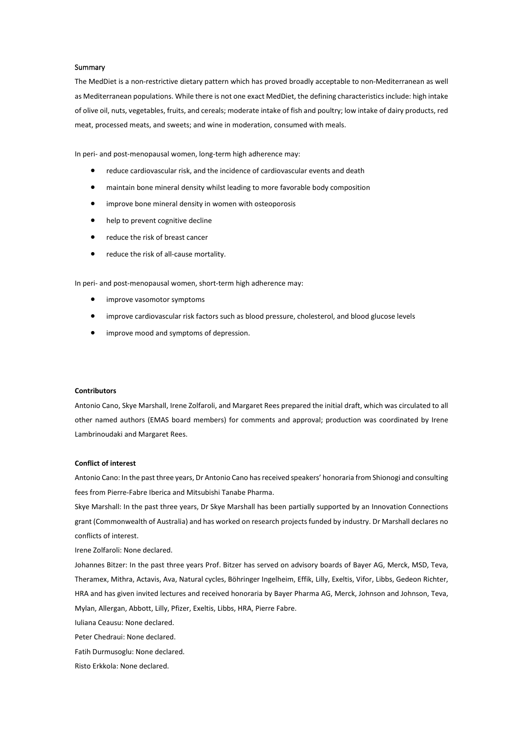## Summary

The MedDiet is a non-restrictive dietary pattern which has proved broadly acceptable to non-Mediterranean as well as Mediterranean populations. While there is not one exact MedDiet, the defining characteristics include: high intake of olive oil, nuts, vegetables, fruits, and cereals; moderate intake of fish and poultry; low intake of dairy products, red meat, processed meats, and sweets; and wine in moderation, consumed with meals.

In peri- and post-menopausal women, long-term high adherence may:

- reduce cardiovascular risk, and the incidence of cardiovascular events and death
- maintain bone mineral density whilst leading to more favorable body composition
- improve bone mineral density in women with osteoporosis
- help to prevent cognitive decline
- reduce the risk of breast cancer
- reduce the risk of all-cause mortality.

In peri- and post-menopausal women, short-term high adherence may:

- improve vasomotor symptoms
- improve cardiovascular risk factors such as blood pressure, cholesterol, and blood glucose levels
- improve mood and symptoms of depression.

**Contributors**

Antonio Cano, Skye Marshall, Irene Zolfaroli, and Margaret Rees prepared the initial draft, which was circulated to all other named authors (EMAS board members) for comments and approval; production was coordinated by Irene Lambrinoudaki and Margaret Rees.

**Conflict of interest**

Antonio Cano: In the past three years, Dr Antonio Cano has received speakers' honoraria from Shionogi and consulting fees from Pierre-Fabre Iberica and Mitsubishi Tanabe Pharma.

Skye Marshall: In the past three years, Dr Skye Marshall has been partially supported by an Innovation Connections grant (Commonwealth of Australia) and has worked on research projects funded by industry. Dr Marshall declares no conflicts of interest.

Irene Zolfaroli: None declared.

Johannes Bitzer: In the past three years Prof. Bitzer has served on advisory boards of Bayer AG, Merck, MSD, Teva, Theramex, Mithra, Actavis, Ava, Natural cycles, Böhringer Ingelheim, Effik, Lilly, Exeltis, Vifor, Libbs, Gedeon Richter, HRA and has given invited lectures and received honoraria by Bayer Pharma AG, Merck, Johnson and Johnson, Teva, Mylan, Allergan, Abbott, Lilly, Pfizer, Exeltis, Libbs, HRA, Pierre Fabre.

Iuliana Ceausu: None declared.

Peter Chedraui: None declared.

Fatih Durmusoglu: None declared.

Risto Erkkola: None declared.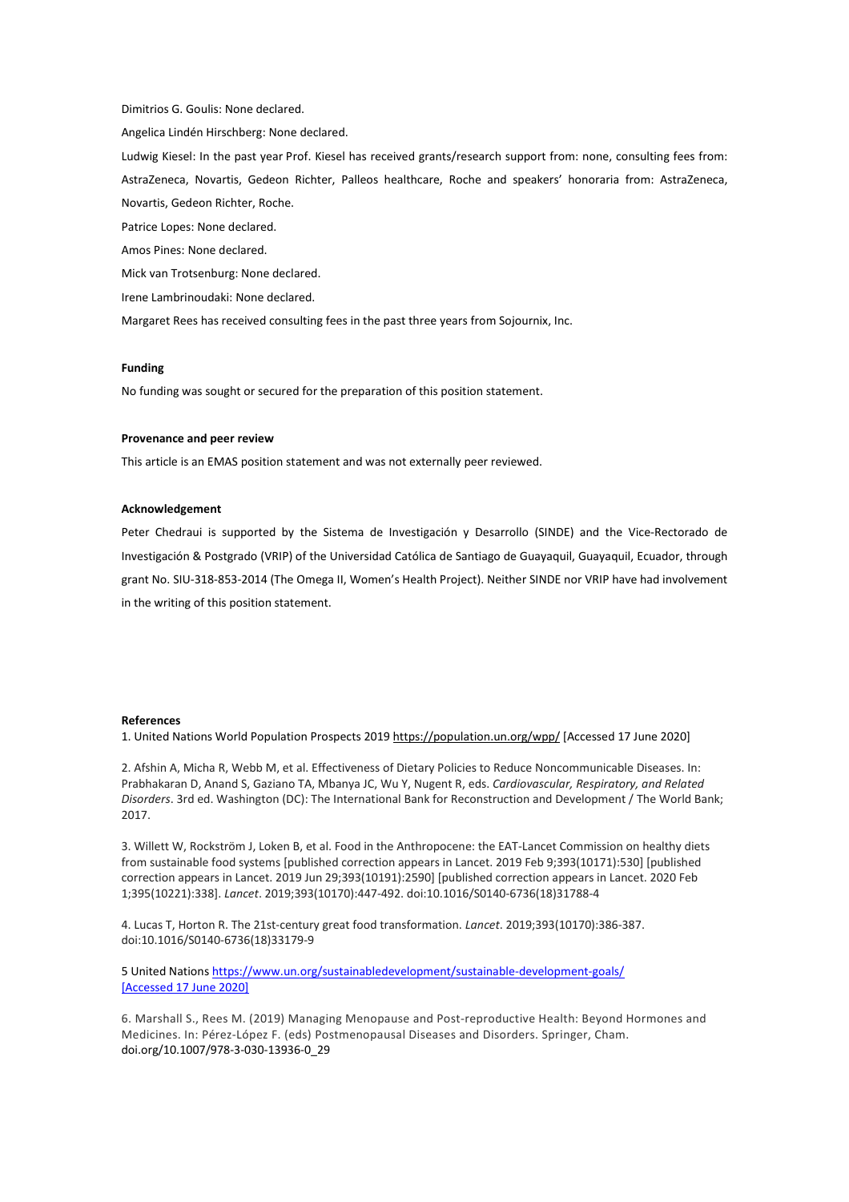Dimitrios G. Goulis: None declared.

Angelica Lindén Hirschberg: None declared.

Ludwig Kiesel: In the past year Prof. Kiesel has received grants/research support from: none, consulting fees from: AstraZeneca, Novartis, Gedeon Richter, Palleos healthcare, Roche and speakers' honoraria from: AstraZeneca, Novartis, Gedeon Richter, Roche.

Patrice Lopes: None declared.

Amos Pines: None declared.

Mick van Trotsenburg: None declared.

Irene Lambrinoudaki: None declared.

Margaret Rees has received consulting fees in the past three years from Sojournix, Inc.

**Funding**

No funding was sought or secured for the preparation of this position statement.

**Provenance and peer review**

This article is an EMAS position statement and was not externally peer reviewed.

**Acknowledgement**

Peter Chedraui is supported by the Sistema de Investigación y Desarrollo (SINDE) and the Vice-Rectorado de Investigación & Postgrado (VRIP) of the Universidad Católica de Santiago de Guayaquil, Guayaquil, Ecuador, through grant No. SIU-318-853-2014 (The Omega II, Women's Health Project). Neither SINDE nor VRIP have had involvement in the writing of this position statement.

**References**

1. United Nations World Population Prospects 2019 https://population.un.org/wpp/ [Accessed 17 June 2020]

2. Afshin A, Micha R, Webb M, et al. Effectiveness of Dietary Policies to Reduce Noncommunicable Diseases. In: Prabhakaran D, Anand S, Gaziano TA, Mbanya JC, Wu Y, Nugent R, eds. *Cardiovascular, Respiratory, and Related Disorders*. 3rd ed. Washington (DC): The International Bank for Reconstruction and Development / The World Bank; 2017.

3. Willett W, Rockström J, Loken B, et al. Food in the Anthropocene: the EAT-Lancet Commission on healthy diets from sustainable food systems [published correction appears in Lancet. 2019 Feb 9;393(10171):530] [published correction appears in Lancet. 2019 Jun 29;393(10191):2590] [published correction appears in Lancet. 2020 Feb 1;395(10221):338]. *Lancet*. 2019;393(10170):447-492. doi:10.1016/S0140-6736(18)31788-4

4. Lucas T, Horton R. The 21st-century great food transformation. *Lancet*. 2019;393(10170):386-387. doi:10.1016/S0140-6736(18)33179-9

5 United Nations https://www.un.org/sustainabledevelopment/sustainable-development-goals/ [Accessed 17 June 2020]

6. Marshall S., Rees M. (2019) Managing Menopause and Post-reproductive Health: Beyond Hormones and Medicines. In: Pérez-López F. (eds) Postmenopausal Diseases and Disorders. Springer, Cham. doi.org/10.1007/978-3-030-13936-0_29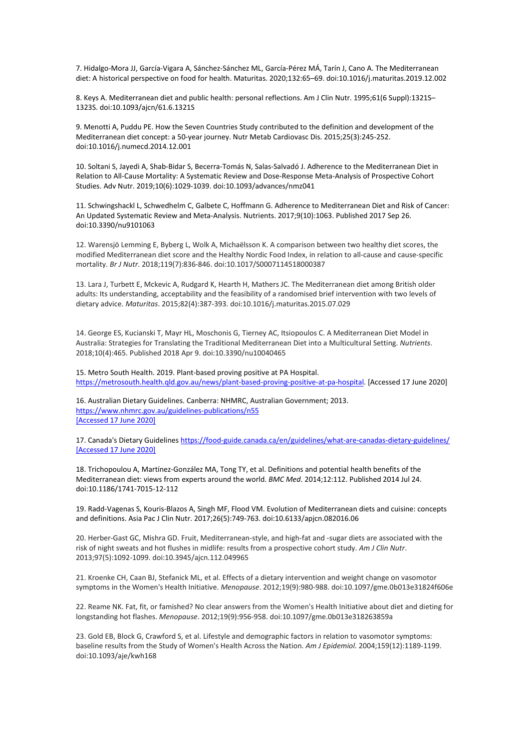7. Hidalgo-Mora JJ, García-Vigara A, Sánchez-Sánchez ML, García-Pérez MÁ, Tarín J, Cano A. The Mediterranean diet: A historical perspective on food for health. Maturitas. 2020;132:65–69. doi:10.1016/j.maturitas.2019.12.002

8. Keys A. Mediterranean diet and public health: personal reflections. Am J Clin Nutr. 1995;61(6 Suppl):1321S–1323S. doi:10.1093/ajcn/61.6.1321S

9. Menotti A, Puddu PE. How the Seven Countries Study contributed to the definition and development of the Mediterranean diet concept: a 50-year journey. Nutr Metab Cardiovasc Dis. 2015;25(3):245-252. doi:10.1016/j.numecd.2014.12.001

10. Soltani S, Jayedi A, Shab-Bidar S, Becerra-Tomás N, Salas-Salvadó J. Adherence to the Mediterranean Diet in Relation to All-Cause Mortality: A Systematic Review and Dose-Response Meta-Analysis of Prospective Cohort Studies. Adv Nutr. 2019;10(6):1029-1039. doi:10.1093/advances/nmz041

11. Schwingshackl L, Schwedhelm C, Galbete C, Hoffmann G. Adherence to Mediterranean Diet and Risk of Cancer: An Updated Systematic Review and Meta-Analysis. Nutrients. 2017;9(10):1063. Published 2017 Sep 26. doi:10.3390/nu9101063

12. Warensjö Lemming E, Byberg L, Wolk A, Michaëlsson K. A comparison between two healthy diet scores, the modified Mediterranean diet score and the Healthy Nordic Food Index, in relation to all-cause and cause-specific mortality. *Br J Nutr*. 2018;119(7):836-846. doi:10.1017/S0007114518000387

13. Lara J, Turbett E, Mckevic A, Rudgard K, Hearth H, Mathers JC. The Mediterranean diet among British older adults: Its understanding, acceptability and the feasibility of a randomised brief intervention with two levels of dietary advice. *Maturitas*. 2015;82(4):387-393. doi:10.1016/j.maturitas.2015.07.029

14. George ES, Kucianski T, Mayr HL, Moschonis G, Tierney AC, Itsiopoulos C. A Mediterranean Diet Model in Australia: Strategies for Translating the Traditional Mediterranean Diet into a Multicultural Setting. *Nutrients*. 2018;10(4):465. Published 2018 Apr 9. doi:10.3390/nu10040465

15. Metro South Health. 2019. Plant-based proving positive at PA Hospital. https://metrosouth.health.qld.gov.au/news/plant-based-proving-positive-at-pa-hospital. [Accessed 17 June 2020]

16. Australian Dietary Guidelines. Canberra: NHMRC, Australian Government; 2013. https://www.nhmrc.gov.au/guidelines-publications/n55 [Accessed 17 June 2020]

17. Canada's Dietary Guidelines https://food-guide.canada.ca/en/guidelines/what-are-canadas-dietary-guidelines/ [Accessed 17 June 2020]

18. Trichopoulou A, Martínez-González MA, Tong TY, et al. Definitions and potential health benefits of the Mediterranean diet: views from experts around the world. *BMC Med*. 2014;12:112. Published 2014 Jul 24. doi:10.1186/1741-7015-12-112

19. Radd-Vagenas S, Kouris-Blazos A, Singh MF, Flood VM. Evolution of Mediterranean diets and cuisine: concepts and definitions. Asia Pac J Clin Nutr. 2017;26(5):749-763. doi:10.6133/apjcn.082016.06

20. Herber-Gast GC, Mishra GD. Fruit, Mediterranean-style, and high-fat and -sugar diets are associated with the risk of night sweats and hot flushes in midlife: results from a prospective cohort study. *Am J Clin Nutr*. 2013;97(5):1092-1099. doi:10.3945/ajcn.112.049965

21. Kroenke CH, Caan BJ, Stefanick ML, et al. Effects of a dietary intervention and weight change on vasomotor symptoms in the Women's Health Initiative. *Menopause*. 2012;19(9):980-988. doi:10.1097/gme.0b013e31824f606e

22. Reame NK. Fat, fit, or famished? No clear answers from the Women's Health Initiative about diet and dieting for longstanding hot flashes. *Menopause*. 2012;19(9):956-958. doi:10.1097/gme.0b013e318263859a

23. Gold EB, Block G, Crawford S, et al. Lifestyle and demographic factors in relation to vasomotor symptoms: baseline results from the Study of Women's Health Across the Nation. *Am J Epidemiol*. 2004;159(12):1189-1199. doi:10.1093/aje/kwh168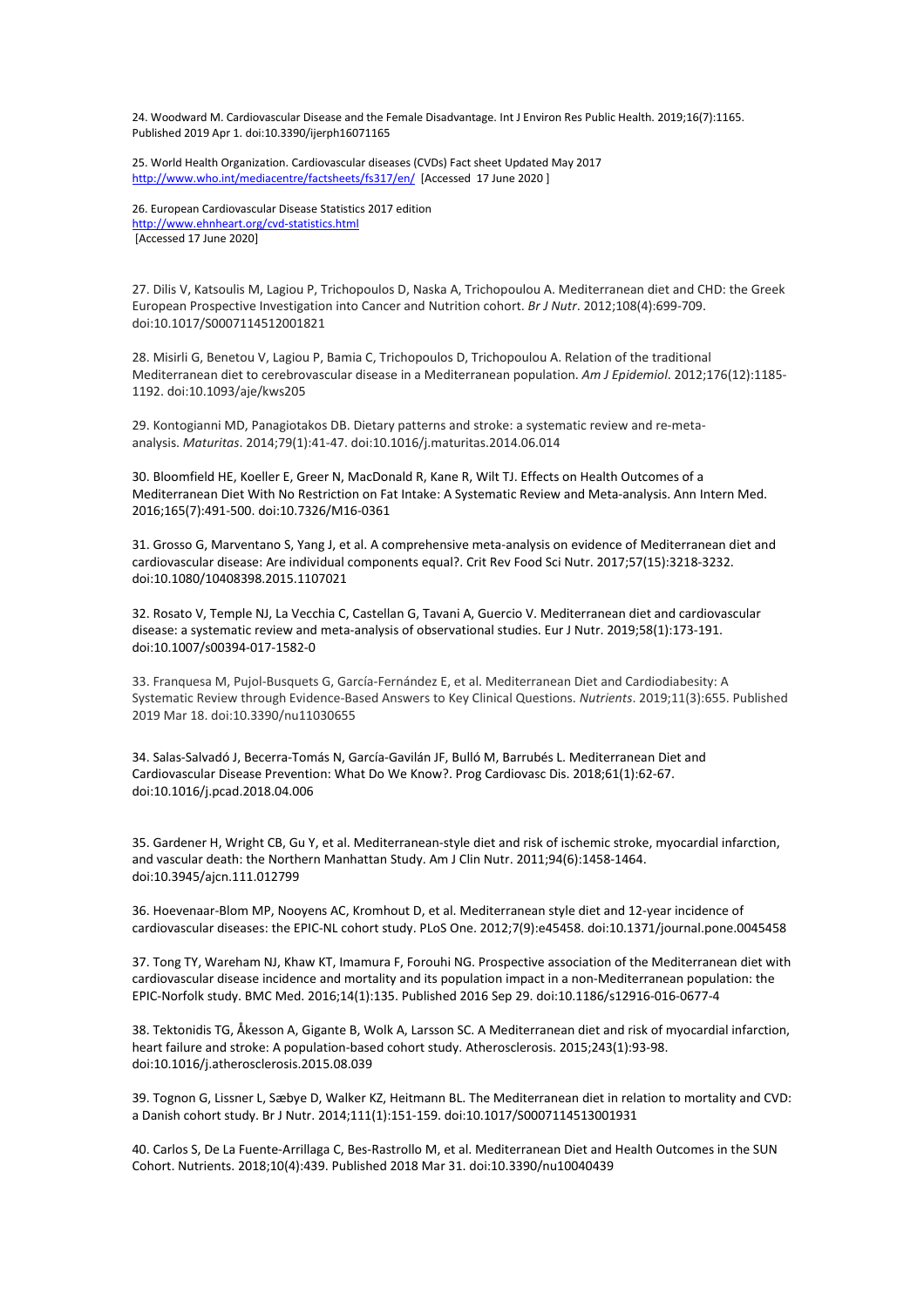24. Woodward M. Cardiovascular Disease and the Female Disadvantage. Int J Environ Res Public Health. 2019;16(7):1165. Published 2019 Apr 1. doi:10.3390/ijerph16071165

25. World Health Organization. Cardiovascular diseases (CVDs) Fact sheet Updated May 2017 http://www.who.int/mediacentre/factsheets/fs317/en/ [Accessed 17 June 2020 ]

26. European Cardiovascular Disease Statistics 2017 edition http://www.ehnheart.org/cvd-statistics.html [Accessed 17 June 2020]

27. Dilis V, Katsoulis M, Lagiou P, Trichopoulos D, Naska A, Trichopoulou A. Mediterranean diet and CHD: the Greek European Prospective Investigation into Cancer and Nutrition cohort. *Br J Nutr*. 2012;108(4):699-709. doi:10.1017/S0007114512001821

28. Misirli G, Benetou V, Lagiou P, Bamia C, Trichopoulos D, Trichopoulou A. Relation of the traditional Mediterranean diet to cerebrovascular disease in a Mediterranean population. *Am J Epidemiol*. 2012;176(12):1185-1192. doi:10.1093/aje/kws205

29. Kontogianni MD, Panagiotakos DB. Dietary patterns and stroke: a systematic review and re-meta-analysis. *Maturitas*. 2014;79(1):41-47. doi:10.1016/j.maturitas.2014.06.014

30. Bloomfield HE, Koeller E, Greer N, MacDonald R, Kane R, Wilt TJ. Effects on Health Outcomes of a Mediterranean Diet With No Restriction on Fat Intake: A Systematic Review and Meta-analysis. Ann Intern Med. 2016;165(7):491-500. doi:10.7326/M16-0361

31. Grosso G, Marventano S, Yang J, et al. A comprehensive meta-analysis on evidence of Mediterranean diet and cardiovascular disease: Are individual components equal?. Crit Rev Food Sci Nutr. 2017;57(15):3218-3232. doi:10.1080/10408398.2015.1107021

32. Rosato V, Temple NJ, La Vecchia C, Castellan G, Tavani A, Guercio V. Mediterranean diet and cardiovascular disease: a systematic review and meta-analysis of observational studies. Eur J Nutr. 2019;58(1):173-191. doi:10.1007/s00394-017-1582-0

33. Franquesa M, Pujol-Busquets G, García-Fernández E, et al. Mediterranean Diet and Cardiodiabesity: A Systematic Review through Evidence-Based Answers to Key Clinical Questions. *Nutrients*. 2019;11(3):655. Published 2019 Mar 18. doi:10.3390/nu11030655

34. Salas-Salvadó J, Becerra-Tomás N, García-Gavilán JF, Bulló M, Barrubés L. Mediterranean Diet and Cardiovascular Disease Prevention: What Do We Know?. Prog Cardiovasc Dis. 2018;61(1):62-67. doi:10.1016/j.pcad.2018.04.006

35. Gardener H, Wright CB, Gu Y, et al. Mediterranean-style diet and risk of ischemic stroke, myocardial infarction, and vascular death: the Northern Manhattan Study. Am J Clin Nutr. 2011;94(6):1458-1464. doi:10.3945/ajcn.111.012799

36. Hoevenaar-Blom MP, Nooyens AC, Kromhout D, et al. Mediterranean style diet and 12-year incidence of cardiovascular diseases: the EPIC-NL cohort study. PLoS One. 2012;7(9):e45458. doi:10.1371/journal.pone.0045458

37. Tong TY, Wareham NJ, Khaw KT, Imamura F, Forouhi NG. Prospective association of the Mediterranean diet with cardiovascular disease incidence and mortality and its population impact in a non-Mediterranean population: the EPIC-Norfolk study. BMC Med. 2016;14(1):135. Published 2016 Sep 29. doi:10.1186/s12916-016-0677-4

38. Tektonidis TG, Åkesson A, Gigante B, Wolk A, Larsson SC. A Mediterranean diet and risk of myocardial infarction, heart failure and stroke: A population-based cohort study. Atherosclerosis. 2015;243(1):93-98. doi:10.1016/j.atherosclerosis.2015.08.039

39. Tognon G, Lissner L, Sæbye D, Walker KZ, Heitmann BL. The Mediterranean diet in relation to mortality and CVD: a Danish cohort study. Br J Nutr. 2014;111(1):151-159. doi:10.1017/S0007114513001931

40. Carlos S, De La Fuente-Arrillaga C, Bes-Rastrollo M, et al. Mediterranean Diet and Health Outcomes in the SUN Cohort. Nutrients. 2018;10(4):439. Published 2018 Mar 31. doi:10.3390/nu10040439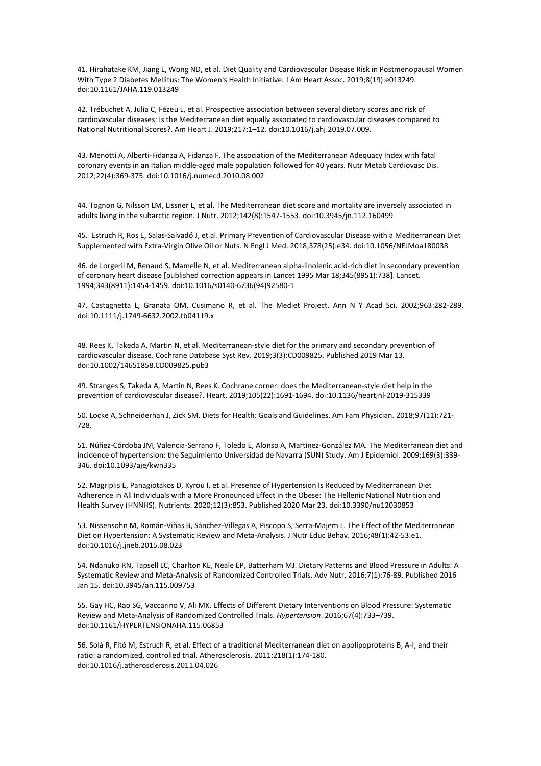41. Hirahatake KM, Jiang L, Wong ND, et al. Diet Quality and Cardiovascular Disease Risk in Postmenopausal Women With Type 2 Diabetes Mellitus: The Women's Health Initiative. J Am Heart Assoc. 2019;8(19):e013249. doi:10.1161/JAHA.119.013249

42. Trébuchet A, Julia C, Fézeu L, et al. Prospective association between several dietary scores and risk of cardiovascular diseases: Is the Mediterranean diet equally associated to cardiovascular diseases compared to National Nutritional Scores?. Am Heart J. 2019;217:1–12. doi:10.1016/j.ahj.2019.07.009.

43. Menotti A, Alberti-Fidanza A, Fidanza F. The association of the Mediterranean Adequacy Index with fatal coronary events in an Italian middle-aged male population followed for 40 years. Nutr Metab Cardiovasc Dis. 2012;22(4):369-375. doi:10.1016/j.numecd.2010.08.002

44. Tognon G, Nilsson LM, Lissner L, et al. The Mediterranean diet score and mortality are inversely associated in adults living in the subarctic region. J Nutr. 2012;142(8):1547-1553. doi:10.3945/jn.112.160499

45. Estruch R, Ros E, Salas-Salvadó J, et al. Primary Prevention of Cardiovascular Disease with a Mediterranean Diet Supplemented with Extra-Virgin Olive Oil or Nuts. N Engl J Med. 2018;378(25):e34. doi:10.1056/NEJMoa180038

46. de Lorgeril M, Renaud S, Mamelle N, et al. Mediterranean alpha-linolenic acid-rich diet in secondary prevention of coronary heart disease [published correction appears in Lancet 1995 Mar 18;345(8951):738]. Lancet. 1994;343(8911):1454-1459. doi:10.1016/s0140-6736(94)92580-1

47. Castagnetta L, Granata OM, Cusimano R, et al. The Mediet Project. Ann N Y Acad Sci. 2002;963:282-289. doi:10.1111/j.1749-6632.2002.tb04119.x

48. Rees K, Takeda A, Martin N, et al. Mediterranean-style diet for the primary and secondary prevention of cardiovascular disease. Cochrane Database Syst Rev. 2019;3(3):CD009825. Published 2019 Mar 13. doi:10.1002/14651858.CD009825.pub3

49. Stranges S, Takeda A, Martin N, Rees K. Cochrane corner: does the Mediterranean-style diet help in the prevention of cardiovascular disease?. Heart. 2019;105(22):1691-1694. doi:10.1136/heartjnl-2019-315339

50. Locke A, Schneiderhan J, Zick SM. Diets for Health: Goals and Guidelines. Am Fam Physician. 2018;97(11):721-728.

51. Núñez-Córdoba JM, Valencia-Serrano F, Toledo E, Alonso A, Martínez-González MA. The Mediterranean diet and incidence of hypertension: the Seguimiento Universidad de Navarra (SUN) Study. Am J Epidemiol. 2009;169(3):339-346. doi:10.1093/aje/kwn335

52. Magriplis E, Panagiotakos D, Kyrou I, et al. Presence of Hypertension Is Reduced by Mediterranean Diet Adherence in All Individuals with a More Pronounced Effect in the Obese: The Hellenic National Nutrition and Health Survey (HNNHS). Nutrients. 2020;12(3):853. Published 2020 Mar 23. doi:10.3390/nu12030853

53. Nissensohn M, Román-Viñas B, Sánchez-Villegas A, Piscopo S, Serra-Majem L. The Effect of the Mediterranean Diet on Hypertension: A Systematic Review and Meta-Analysis. J Nutr Educ Behav. 2016;48(1):42-53.e1. doi:10.1016/j.jneb.2015.08.023

54. Ndanuko RN, Tapsell LC, Charlton KE, Neale EP, Batterham MJ. Dietary Patterns and Blood Pressure in Adults: A Systematic Review and Meta-Analysis of Randomized Controlled Trials. Adv Nutr. 2016;7(1):76-89. Published 2016 Jan 15. doi:10.3945/an.115.009753

55. Gay HC, Rao SG, Vaccarino V, Ali MK. Effects of Different Dietary Interventions on Blood Pressure: Systematic Review and Meta-Analysis of Randomized Controlled Trials. *Hypertension*. 2016;67(4):733–739. doi:10.1161/HYPERTENSIONAHA.115.06853

56. Solá R, Fitó M, Estruch R, et al. Effect of a traditional Mediterranean diet on apolipoproteins B, A-I, and their ratio: a randomized, controlled trial. Atherosclerosis. 2011;218(1):174-180. doi:10.1016/j.atherosclerosis.2011.04.026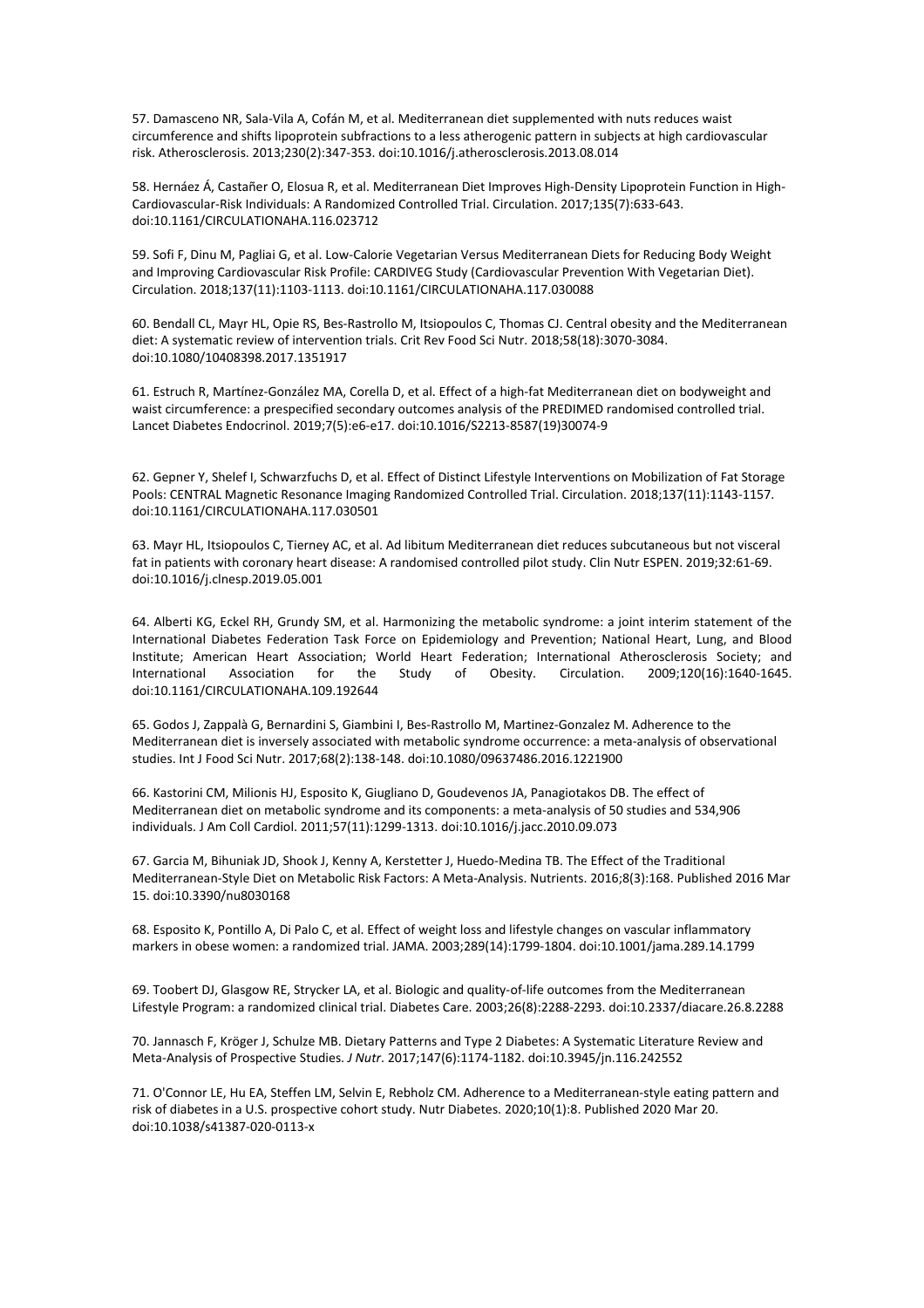57. Damasceno NR, Sala-Vila A, Cofán M, et al. Mediterranean diet supplemented with nuts reduces waist circumference and shifts lipoprotein subfractions to a less atherogenic pattern in subjects at high cardiovascular risk. Atherosclerosis. 2013;230(2):347-353. doi:10.1016/j.atherosclerosis.2013.08.014

58. Hernáez Á, Castañer O, Elosua R, et al. Mediterranean Diet Improves High-Density Lipoprotein Function in High-Cardiovascular-Risk Individuals: A Randomized Controlled Trial. Circulation. 2017;135(7):633-643. doi:10.1161/CIRCULATIONAHA.116.023712

59. Sofi F, Dinu M, Pagliai G, et al. Low-Calorie Vegetarian Versus Mediterranean Diets for Reducing Body Weight and Improving Cardiovascular Risk Profile: CARDIVEG Study (Cardiovascular Prevention With Vegetarian Diet). Circulation. 2018;137(11):1103-1113. doi:10.1161/CIRCULATIONAHA.117.030088

60. Bendall CL, Mayr HL, Opie RS, Bes-Rastrollo M, Itsiopoulos C, Thomas CJ. Central obesity and the Mediterranean diet: A systematic review of intervention trials. Crit Rev Food Sci Nutr. 2018;58(18):3070-3084. doi:10.1080/10408398.2017.1351917

61. Estruch R, Martínez-González MA, Corella D, et al. Effect of a high-fat Mediterranean diet on bodyweight and waist circumference: a prespecified secondary outcomes analysis of the PREDIMED randomised controlled trial. Lancet Diabetes Endocrinol. 2019;7(5):e6-e17. doi:10.1016/S2213-8587(19)30074-9

62. Gepner Y, Shelef I, Schwarzfuchs D, et al. Effect of Distinct Lifestyle Interventions on Mobilization of Fat Storage Pools: CENTRAL Magnetic Resonance Imaging Randomized Controlled Trial. Circulation. 2018;137(11):1143-1157. doi:10.1161/CIRCULATIONAHA.117.030501

63. Mayr HL, Itsiopoulos C, Tierney AC, et al. Ad libitum Mediterranean diet reduces subcutaneous but not visceral fat in patients with coronary heart disease: A randomised controlled pilot study. Clin Nutr ESPEN. 2019;32:61-69. doi:10.1016/j.clnesp.2019.05.001

64. Alberti KG, Eckel RH, Grundy SM, et al. Harmonizing the metabolic syndrome: a joint interim statement of the International Diabetes Federation Task Force on Epidemiology and Prevention; National Heart, Lung, and Blood Institute; American Heart Association; World Heart Federation; International Atherosclerosis Society; and International Association for the Study of Obesity. Circulation. 2009;120(16):1640-1645. doi:10.1161/CIRCULATIONAHA.109.192644

65. Godos J, Zappalà G, Bernardini S, Giambini I, Bes-Rastrollo M, Martinez-Gonzalez M. Adherence to the Mediterranean diet is inversely associated with metabolic syndrome occurrence: a meta-analysis of observational studies. Int J Food Sci Nutr. 2017;68(2):138-148. doi:10.1080/09637486.2016.1221900

66. Kastorini CM, Milionis HJ, Esposito K, Giugliano D, Goudevenos JA, Panagiotakos DB. The effect of Mediterranean diet on metabolic syndrome and its components: a meta-analysis of 50 studies and 534,906 individuals. J Am Coll Cardiol. 2011;57(11):1299-1313. doi:10.1016/j.jacc.2010.09.073

67. Garcia M, Bihuniak JD, Shook J, Kenny A, Kerstetter J, Huedo-Medina TB. The Effect of the Traditional Mediterranean-Style Diet on Metabolic Risk Factors: A Meta-Analysis. Nutrients. 2016;8(3):168. Published 2016 Mar 15. doi:10.3390/nu8030168

68. Esposito K, Pontillo A, Di Palo C, et al. Effect of weight loss and lifestyle changes on vascular inflammatory markers in obese women: a randomized trial. JAMA. 2003;289(14):1799-1804. doi:10.1001/jama.289.14.1799

69. Toobert DJ, Glasgow RE, Strycker LA, et al. Biologic and quality-of-life outcomes from the Mediterranean Lifestyle Program: a randomized clinical trial. Diabetes Care. 2003;26(8):2288-2293. doi:10.2337/diacare.26.8.2288

70. Jannasch F, Kröger J, Schulze MB. Dietary Patterns and Type 2 Diabetes: A Systematic Literature Review and Meta-Analysis of Prospective Studies. *J Nutr*. 2017;147(6):1174-1182. doi:10.3945/jn.116.242552

71. O'Connor LE, Hu EA, Steffen LM, Selvin E, Rebholz CM. Adherence to a Mediterranean-style eating pattern and risk of diabetes in a U.S. prospective cohort study. Nutr Diabetes. 2020;10(1):8. Published 2020 Mar 20. doi:10.1038/s41387-020-0113-x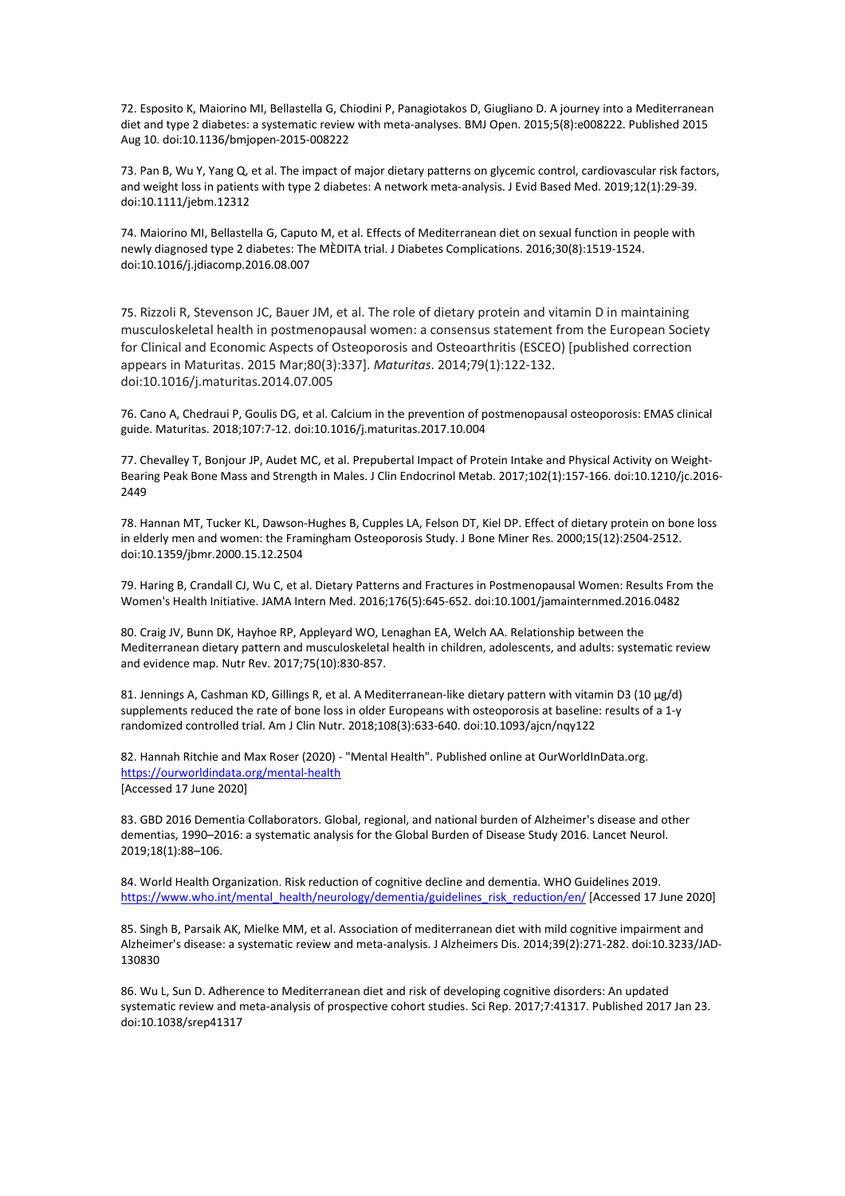72. Esposito K, Maiorino MI, Bellastella G, Chiodini P, Panagiotakos D, Giugliano D. A journey into a Mediterranean diet and type 2 diabetes: a systematic review with meta-analyses. BMJ Open. 2015;5(8):e008222. Published 2015 Aug 10. doi:10.1136/bmjopen-2015-008222

73. Pan B, Wu Y, Yang Q, et al. The impact of major dietary patterns on glycemic control, cardiovascular risk factors, and weight loss in patients with type 2 diabetes: A network meta-analysis. J Evid Based Med. 2019;12(1):29-39. doi:10.1111/jebm.12312

74. Maiorino MI, Bellastella G, Caputo M, et al. Effects of Mediterranean diet on sexual function in people with newly diagnosed type 2 diabetes: The MÈDITA trial. J Diabetes Complications. 2016;30(8):1519-1524. doi:10.1016/j.jdiacomp.2016.08.007

75. Rizzoli R, Stevenson JC, Bauer JM, et al. The role of dietary protein and vitamin D in maintaining musculoskeletal health in postmenopausal women: a consensus statement from the European Society for Clinical and Economic Aspects of Osteoporosis and Osteoarthritis (ESCEO) [published correction appears in Maturitas. 2015 Mar;80(3):337]. *Maturitas*. 2014;79(1):122-132. doi:10.1016/j.maturitas.2014.07.005

76. Cano A, Chedraui P, Goulis DG, et al. Calcium in the prevention of postmenopausal osteoporosis: EMAS clinical guide. Maturitas. 2018;107:7-12. doi:10.1016/j.maturitas.2017.10.004

77. Chevalley T, Bonjour JP, Audet MC, et al. Prepubertal Impact of Protein Intake and Physical Activity on Weight-Bearing Peak Bone Mass and Strength in Males. J Clin Endocrinol Metab. 2017;102(1):157-166. doi:10.1210/jc.2016-2449

78. Hannan MT, Tucker KL, Dawson-Hughes B, Cupples LA, Felson DT, Kiel DP. Effect of dietary protein on bone loss in elderly men and women: the Framingham Osteoporosis Study. J Bone Miner Res. 2000;15(12):2504-2512. doi:10.1359/jbmr.2000.15.12.2504

79. Haring B, Crandall CJ, Wu C, et al. Dietary Patterns and Fractures in Postmenopausal Women: Results From the Women's Health Initiative. JAMA Intern Med. 2016;176(5):645-652. doi:10.1001/jamainternmed.2016.0482

80. Craig JV, Bunn DK, Hayhoe RP, Appleyard WO, Lenaghan EA, Welch AA. Relationship between the Mediterranean dietary pattern and musculoskeletal health in children, adolescents, and adults: systematic review and evidence map. Nutr Rev. 2017;75(10):830-857.

81. Jennings A, Cashman KD, Gillings R, et al. A Mediterranean-like dietary pattern with vitamin D3 (10 μg/d) supplements reduced the rate of bone loss in older Europeans with osteoporosis at baseline: results of a 1-y randomized controlled trial. Am J Clin Nutr. 2018;108(3):633-640. doi:10.1093/ajcn/nqy122

82. Hannah Ritchie and Max Roser (2020) - "Mental Health". Published online at OurWorldInData.org. https://ourworldindata.org/mental-health [Accessed 17 June 2020]

83. GBD 2016 Dementia Collaborators. Global, regional, and national burden of Alzheimer's disease and other dementias, 1990–2016: a systematic analysis for the Global Burden of Disease Study 2016. Lancet Neurol. 2019;18(1):88–106.

84. World Health Organization. Risk reduction of cognitive decline and dementia. WHO Guidelines 2019. https://www.who.int/mental_health/neurology/dementia/guidelines_risk_reduction/en/ [Accessed 17 June 2020]

85. Singh B, Parsaik AK, Mielke MM, et al. Association of mediterranean diet with mild cognitive impairment and Alzheimer's disease: a systematic review and meta-analysis. J Alzheimers Dis. 2014;39(2):271-282. doi:10.3233/JAD-130830

86. Wu L, Sun D. Adherence to Mediterranean diet and risk of developing cognitive disorders: An updated systematic review and meta-analysis of prospective cohort studies. Sci Rep. 2017;7:41317. Published 2017 Jan 23. doi:10.1038/srep41317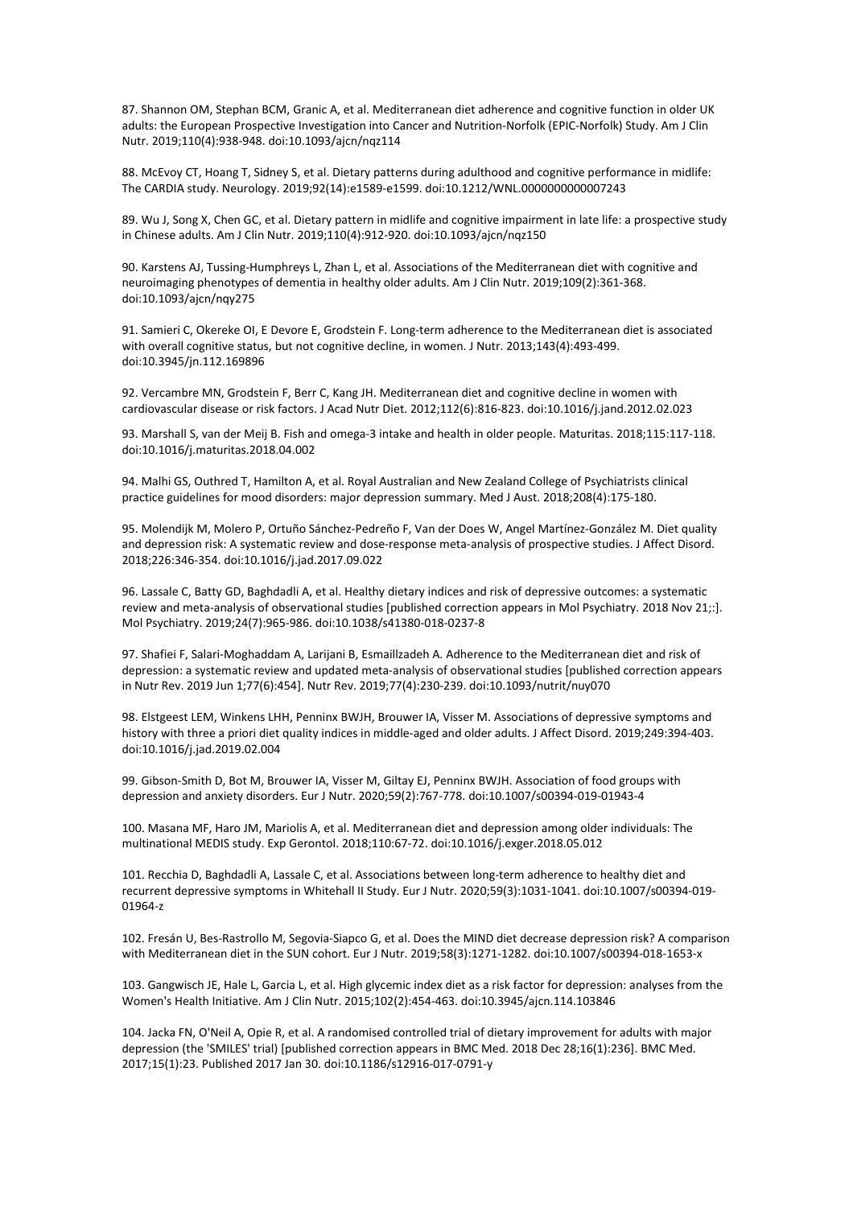87. Shannon OM, Stephan BCM, Granic A, et al. Mediterranean diet adherence and cognitive function in older UK adults: the European Prospective Investigation into Cancer and Nutrition-Norfolk (EPIC-Norfolk) Study. Am J Clin Nutr. 2019;110(4):938-948. doi:10.1093/ajcn/nqz114

88. McEvoy CT, Hoang T, Sidney S, et al. Dietary patterns during adulthood and cognitive performance in midlife: The CARDIA study. Neurology. 2019;92(14):e1589-e1599. doi:10.1212/WNL.0000000000007243

89. Wu J, Song X, Chen GC, et al. Dietary pattern in midlife and cognitive impairment in late life: a prospective study in Chinese adults. Am J Clin Nutr. 2019;110(4):912-920. doi:10.1093/ajcn/nqz150

90. Karstens AJ, Tussing-Humphreys L, Zhan L, et al. Associations of the Mediterranean diet with cognitive and neuroimaging phenotypes of dementia in healthy older adults. Am J Clin Nutr. 2019;109(2):361-368. doi:10.1093/ajcn/nqy275

91. Samieri C, Okereke OI, E Devore E, Grodstein F. Long-term adherence to the Mediterranean diet is associated with overall cognitive status, but not cognitive decline, in women. J Nutr. 2013;143(4):493-499. doi:10.3945/jn.112.169896

92. Vercambre MN, Grodstein F, Berr C, Kang JH. Mediterranean diet and cognitive decline in women with cardiovascular disease or risk factors. J Acad Nutr Diet. 2012;112(6):816-823. doi:10.1016/j.jand.2012.02.023

93. Marshall S, van der Meij B. Fish and omega-3 intake and health in older people. Maturitas. 2018;115:117-118. doi:10.1016/j.maturitas.2018.04.002

94. Malhi GS, Outhred T, Hamilton A, et al. Royal Australian and New Zealand College of Psychiatrists clinical practice guidelines for mood disorders: major depression summary. Med J Aust. 2018;208(4):175-180.

95. Molendijk M, Molero P, Ortuño Sánchez-Pedreño F, Van der Does W, Angel Martínez-González M. Diet quality and depression risk: A systematic review and dose-response meta-analysis of prospective studies. J Affect Disord. 2018;226:346-354. doi:10.1016/j.jad.2017.09.022

96. Lassale C, Batty GD, Baghdadli A, et al. Healthy dietary indices and risk of depressive outcomes: a systematic review and meta-analysis of observational studies [published correction appears in Mol Psychiatry. 2018 Nov 21;:]. Mol Psychiatry. 2019;24(7):965-986. doi:10.1038/s41380-018-0237-8

97. Shafiei F, Salari-Moghaddam A, Larijani B, Esmaillzadeh A. Adherence to the Mediterranean diet and risk of depression: a systematic review and updated meta-analysis of observational studies [published correction appears in Nutr Rev. 2019 Jun 1;77(6):454]. Nutr Rev. 2019;77(4):230-239. doi:10.1093/nutrit/nuy070

98. Elstgeest LEM, Winkens LHH, Penninx BWJH, Brouwer IA, Visser M. Associations of depressive symptoms and history with three a priori diet quality indices in middle-aged and older adults. J Affect Disord. 2019;249:394-403. doi:10.1016/j.jad.2019.02.004

99. Gibson-Smith D, Bot M, Brouwer IA, Visser M, Giltay EJ, Penninx BWJH. Association of food groups with depression and anxiety disorders. Eur J Nutr. 2020;59(2):767-778. doi:10.1007/s00394-019-01943-4

100. Masana MF, Haro JM, Mariolis A, et al. Mediterranean diet and depression among older individuals: The multinational MEDIS study. Exp Gerontol. 2018;110:67-72. doi:10.1016/j.exger.2018.05.012

101. Recchia D, Baghdadli A, Lassale C, et al. Associations between long-term adherence to healthy diet and recurrent depressive symptoms in Whitehall II Study. Eur J Nutr. 2020;59(3):1031-1041. doi:10.1007/s00394-019-01964-z

102. Fresán U, Bes-Rastrollo M, Segovia-Siapco G, et al. Does the MIND diet decrease depression risk? A comparison with Mediterranean diet in the SUN cohort. Eur J Nutr. 2019;58(3):1271-1282. doi:10.1007/s00394-018-1653-x

103. Gangwisch JE, Hale L, Garcia L, et al. High glycemic index diet as a risk factor for depression: analyses from the Women's Health Initiative. Am J Clin Nutr. 2015;102(2):454-463. doi:10.3945/ajcn.114.103846

104. Jacka FN, O'Neil A, Opie R, et al. A randomised controlled trial of dietary improvement for adults with major depression (the 'SMILES' trial) [published correction appears in BMC Med. 2018 Dec 28;16(1):236]. BMC Med. 2017;15(1):23. Published 2017 Jan 30. doi:10.1186/s12916-017-0791-y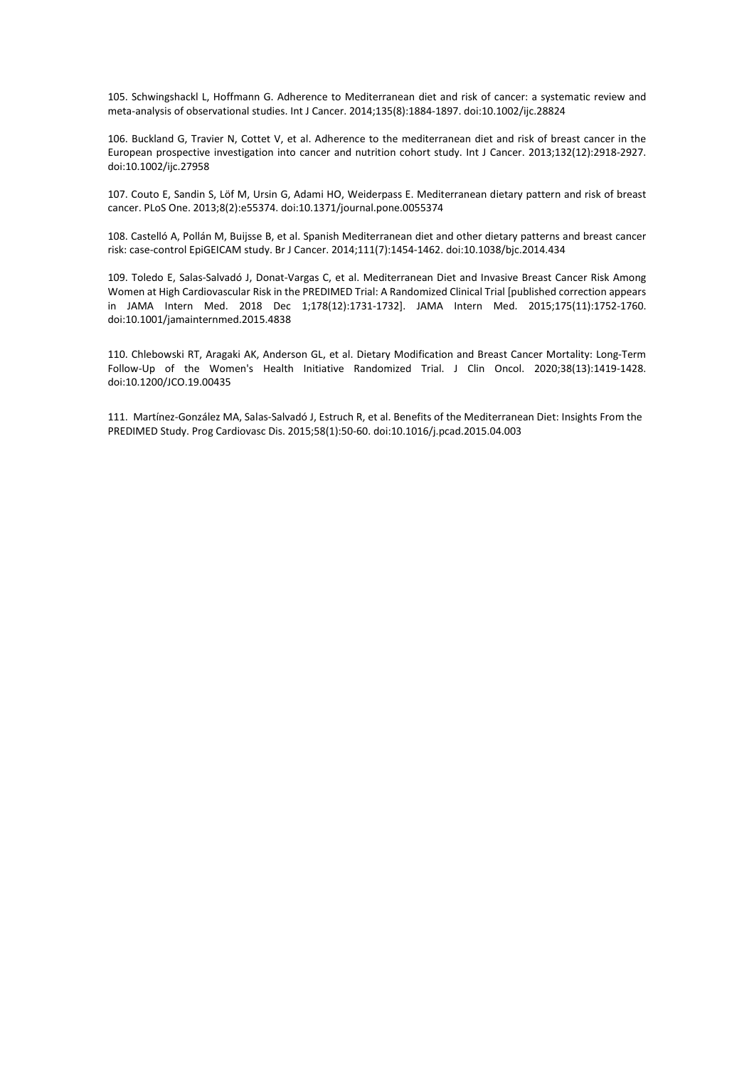105. Schwingshackl L, Hoffmann G. Adherence to Mediterranean diet and risk of cancer: a systematic review and meta-analysis of observational studies. Int J Cancer. 2014;135(8):1884-1897. doi:10.1002/ijc.28824

106. Buckland G, Travier N, Cottet V, et al. Adherence to the mediterranean diet and risk of breast cancer in the European prospective investigation into cancer and nutrition cohort study. Int J Cancer. 2013;132(12):2918-2927. doi:10.1002/ijc.27958

107. Couto E, Sandin S, Löf M, Ursin G, Adami HO, Weiderpass E. Mediterranean dietary pattern and risk of breast cancer. PLoS One. 2013;8(2):e55374. doi:10.1371/journal.pone.0055374

108. Castelló A, Pollán M, Buijsse B, et al. Spanish Mediterranean diet and other dietary patterns and breast cancer risk: case-control EpiGEICAM study. Br J Cancer. 2014;111(7):1454-1462. doi:10.1038/bjc.2014.434

109. Toledo E, Salas-Salvadó J, Donat-Vargas C, et al. Mediterranean Diet and Invasive Breast Cancer Risk Among Women at High Cardiovascular Risk in the PREDIMED Trial: A Randomized Clinical Trial [published correction appears in JAMA Intern Med. 2018 Dec 1;178(12):1731-1732]. JAMA Intern Med. 2015;175(11):1752-1760. doi:10.1001/jamainternmed.2015.4838

110. Chlebowski RT, Aragaki AK, Anderson GL, et al. Dietary Modification and Breast Cancer Mortality: Long-Term Follow-Up of the Women's Health Initiative Randomized Trial. J Clin Oncol. 2020;38(13):1419-1428. doi:10.1200/JCO.19.00435

111. Martínez-González MA, Salas-Salvadó J, Estruch R, et al. Benefits of the Mediterranean Diet: Insights From the PREDIMED Study. Prog Cardiovasc Dis. 2015;58(1):50-60. doi:10.1016/j.pcad.2015.04.003